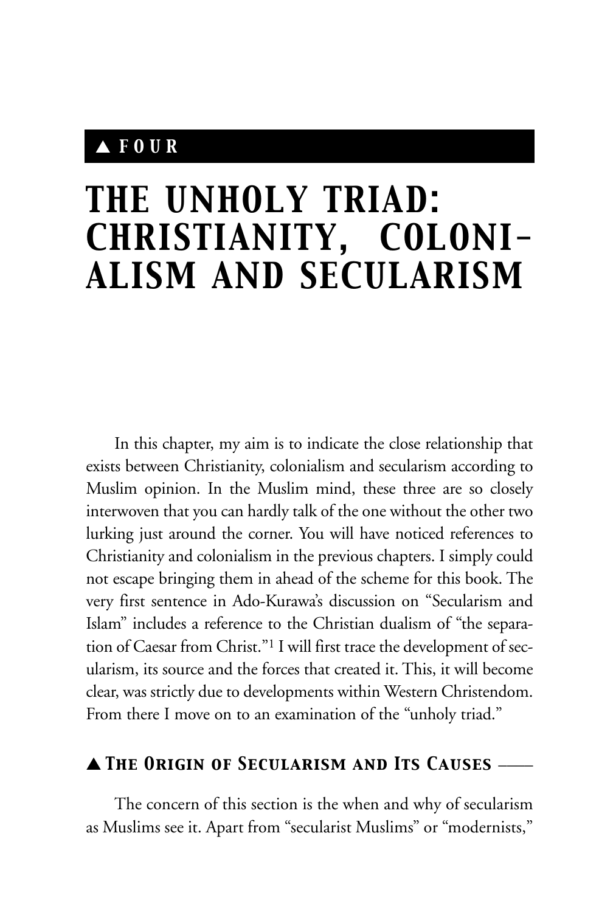## ▲ FOUR

# THE UNHOLY TRIAD: CHRISTIANITY, COLONIALISM AND SECULARISM

In this chapter, my aim is to indicate the close relationship that exists between Christianity, colonialism and secularism according to Muslim opinion. In the Muslim mind, these three are so closely interwoven that you can hardly talk of the one without the other two lurking just around the corner. You will have noticed references to Christianity and colonialism in the previous chapters. I simply could not escape bringing them in ahead of the scheme for this book. The very first sentence in Ado-Kurawa's discussion on "Secularism and Islam" includes a reference to the Christian dualism of "the separation of Caesar from Christ."[1] I will first trace the development of secularism, its source and the forces that created it. This, it will become clear, was strictly due to developments within Western Christendom. From there I move on to an examination of the "unholy triad."

## ▲ The Origin of Secularism and Its Causes

The concern of this section is the when and why of secularism as Muslims see it. Apart from "secularist Muslims" or "modernists,"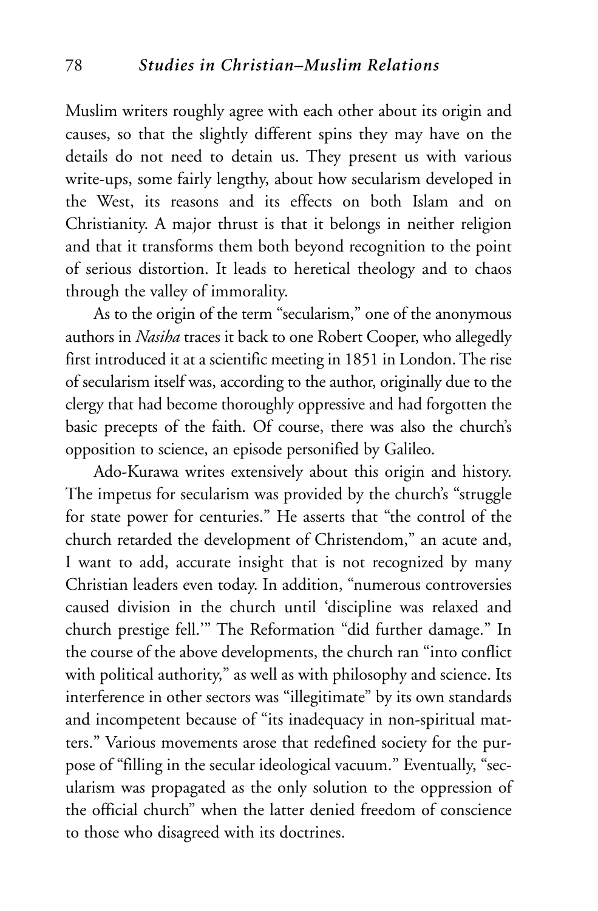Muslim writers roughly agree with each other about its origin and causes, so that the slightly different spins they may have on the details do not need to detain us. They present us with various write-ups, some fairly lengthy, about how secularism developed in the West, its reasons and its effects on both Islam and on Christianity. A major thrust is that it belongs in neither religion and that it transforms them both beyond recognition to the point of serious distortion. It leads to heretical theology and to chaos through the valley of immorality.

As to the origin of the term "secularism," one of the anonymous authors in *Nasiha* traces it back to one Robert Cooper, who allegedly first introduced it at a scientific meeting in 1851 in London. The rise of secularism itself was, according to the author, originally due to the clergy that had become thoroughly oppressive and had forgotten the basic precepts of the faith. Of course, there was also the church's opposition to science, an episode personified by Galileo.

Ado-Kurawa writes extensively about this origin and history. The impetus for secularism was provided by the church's "struggle for state power for centuries." He asserts that "the control of the church retarded the development of Christendom," an acute and, I want to add, accurate insight that is not recognized by many Christian leaders even today. In addition, "numerous controversies caused division in the church until 'discipline was relaxed and church prestige fell.'" The Reformation "did further damage." In the course of the above developments, the church ran "into conflict with political authority," as well as with philosophy and science. Its interference in other sectors was "illegitimate" by its own standards and incompetent because of "its inadequacy in non-spiritual matters." Various movements arose that redefined society for the purpose of "filling in the secular ideological vacuum." Eventually, "secularism was propagated as the only solution to the oppression of the official church" when the latter denied freedom of conscience to those who disagreed with its doctrines.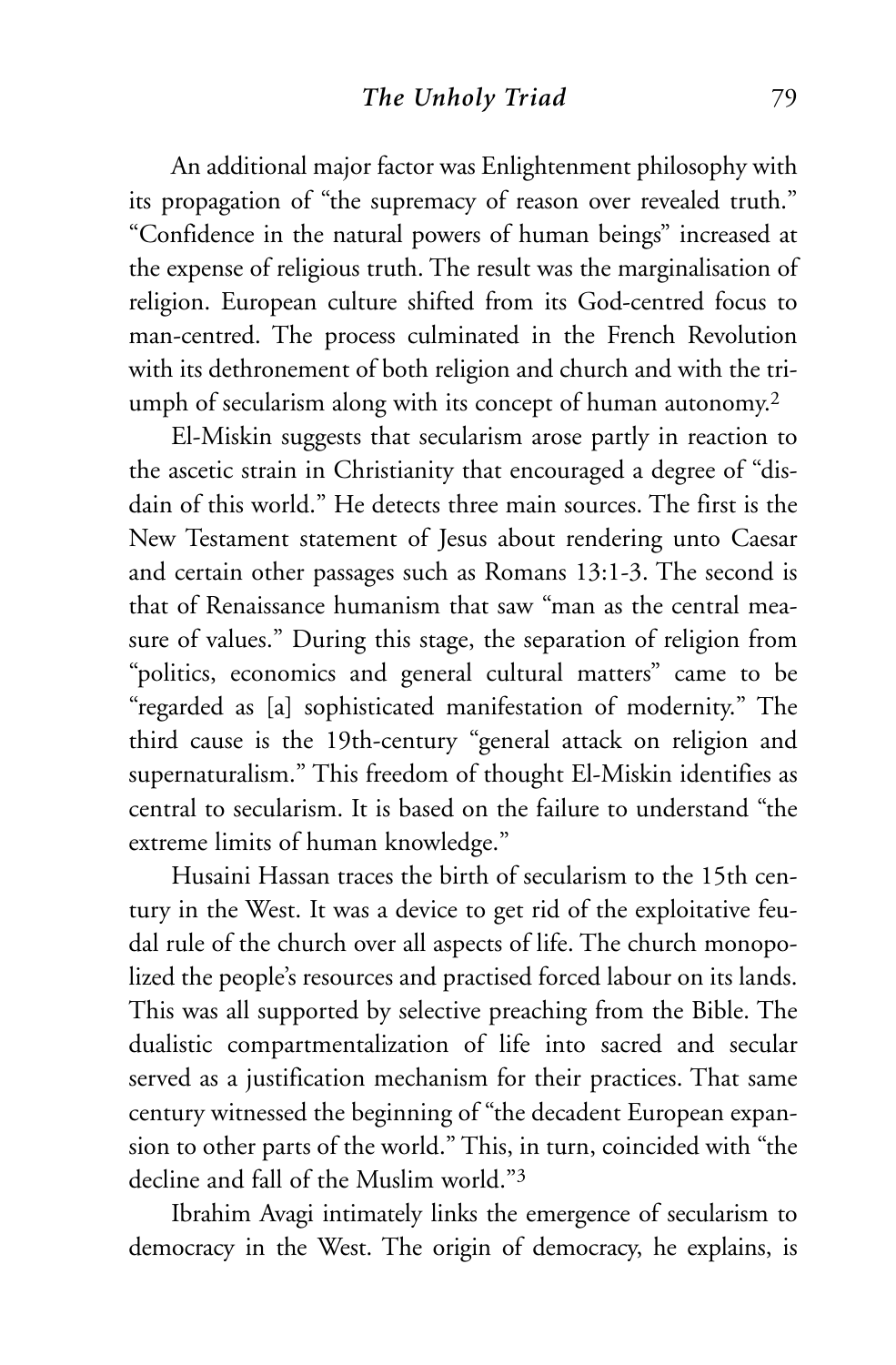An additional major factor was Enlightenment philosophy with its propagation of "the supremacy of reason over revealed truth." "Confidence in the natural powers of human beings" increased at the expense of religious truth. The result was the marginalisation of religion. European culture shifted from its God-centred focus to man-centred. The process culminated in the French Revolution with its dethronement of both religion and church and with the triumph of secularism along with its concept of human autonomy.[2]

El-Miskin suggests that secularism arose partly in reaction to the ascetic strain in Christianity that encouraged a degree of "disdain of this world." He detects three main sources. The first is the New Testament statement of Jesus about rendering unto Caesar and certain other passages such as Romans 13:1-3. The second is that of Renaissance humanism that saw "man as the central measure of values." During this stage, the separation of religion from "politics, economics and general cultural matters" came to be "regarded as [a] sophisticated manifestation of modernity." The third cause is the 19th-century "general attack on religion and supernaturalism." This freedom of thought El-Miskin identifies as central to secularism. It is based on the failure to understand "the extreme limits of human knowledge."

Husaini Hassan traces the birth of secularism to the 15th century in the West. It was a device to get rid of the exploitative feudal rule of the church over all aspects of life. The church monopolized the people's resources and practised forced labour on its lands. This was all supported by selective preaching from the Bible. The dualistic compartmentalization of life into sacred and secular served as a justification mechanism for their practices. That same century witnessed the beginning of "the decadent European expansion to other parts of the world." This, in turn, coincided with "the decline and fall of the Muslim world."[3]

Ibrahim Avagi intimately links the emergence of secularism to democracy in the West. The origin of democracy, he explains, is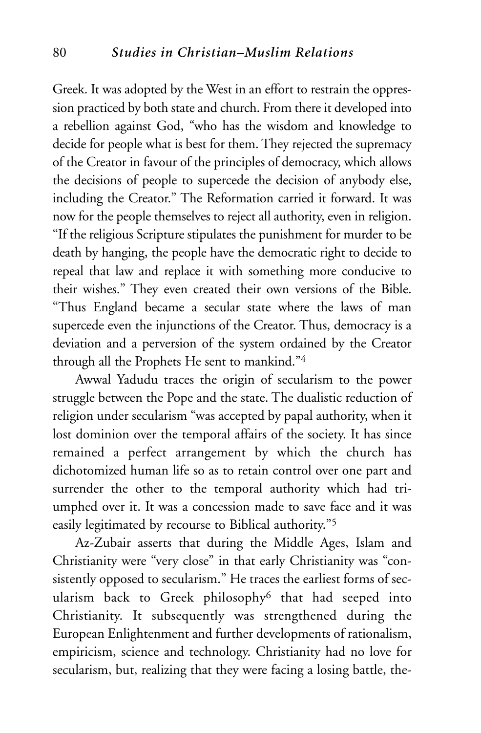Greek. It was adopted by the West in an effort to restrain the oppression practiced by both state and church. From there it developed into a rebellion against God, "who has the wisdom and knowledge to decide for people what is best for them. They rejected the supremacy of the Creator in favour of the principles of democracy, which allows the decisions of people to supercede the decision of anybody else, including the Creator." The Reformation carried it forward. It was now for the people themselves to reject all authority, even in religion. "If the religious Scripture stipulates the punishment for murder to be death by hanging, the people have the democratic right to decide to repeal that law and replace it with something more conducive to their wishes." They even created their own versions of the Bible. "Thus England became a secular state where the laws of man supercede even the injunctions of the Creator. Thus, democracy is a deviation and a perversion of the system ordained by the Creator through all the Prophets He sent to mankind."[4]

Awwal Yadudu traces the origin of secularism to the power struggle between the Pope and the state. The dualistic reduction of religion under secularism "was accepted by papal authority, when it lost dominion over the temporal affairs of the society. It has since remained a perfect arrangement by which the church has dichotomized human life so as to retain control over one part and surrender the other to the temporal authority which had triumphed over it. It was a concession made to save face and it was easily legitimated by recourse to Biblical authority."[5]

Az-Zubair asserts that during the Middle Ages, Islam and Christianity were "very close" in that early Christianity was "consistently opposed to secularism." He traces the earliest forms of secularism back to Greek philosophy[6] that had seeped into Christianity. It subsequently was strengthened during the European Enlightenment and further developments of rationalism, empiricism, science and technology. Christianity had no love for secularism, but, realizing that they were facing a losing battle, the-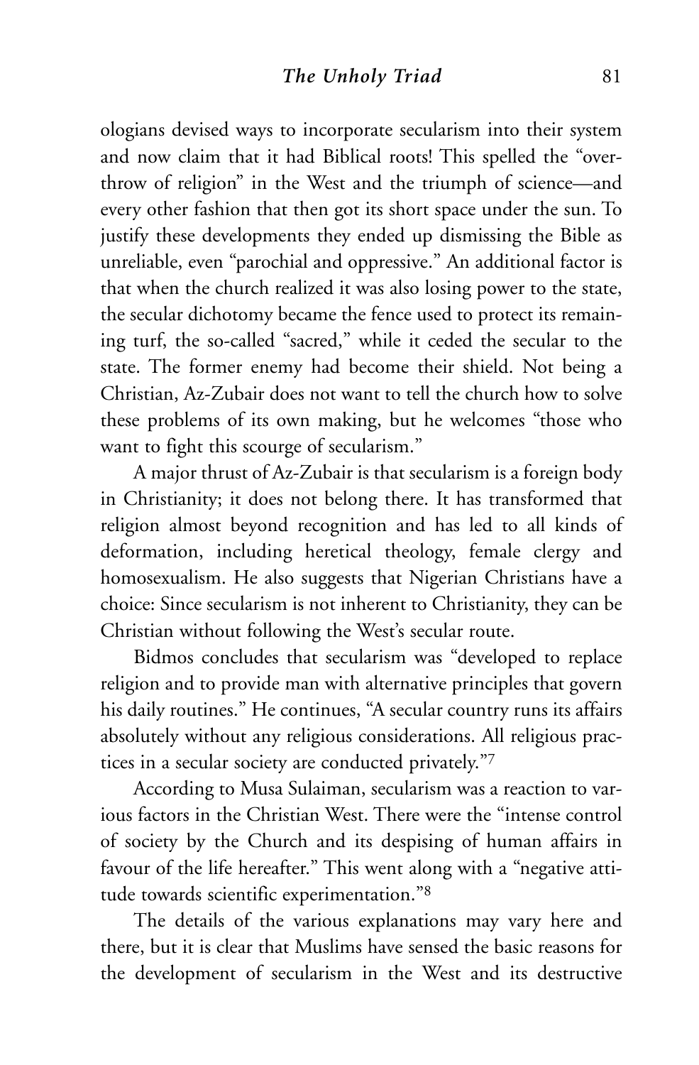ologians devised ways to incorporate secularism into their system and now claim that it had Biblical roots! This spelled the "overthrow of religion" in the West and the triumph of science—and every other fashion that then got its short space under the sun. To justify these developments they ended up dismissing the Bible as unreliable, even "parochial and oppressive." An additional factor is that when the church realized it was also losing power to the state, the secular dichotomy became the fence used to protect its remaining turf, the so-called "sacred," while it ceded the secular to the state. The former enemy had become their shield. Not being a Christian, Az-Zubair does not want to tell the church how to solve these problems of its own making, but he welcomes "those who want to fight this scourge of secularism."

A major thrust of Az-Zubair is that secularism is a foreign body in Christianity; it does not belong there. It has transformed that religion almost beyond recognition and has led to all kinds of deformation, including heretical theology, female clergy and homosexualism. He also suggests that Nigerian Christians have a choice: Since secularism is not inherent to Christianity, they can be Christian without following the West's secular route.

Bidmos concludes that secularism was "developed to replace religion and to provide man with alternative principles that govern his daily routines." He continues, "A secular country runs its affairs absolutely without any religious considerations. All religious practices in a secular society are conducted privately."[7]

According to Musa Sulaiman, secularism was a reaction to various factors in the Christian West. There were the "intense control of society by the Church and its despising of human affairs in favour of the life hereafter." This went along with a "negative attitude towards scientific experimentation."[8]

The details of the various explanations may vary here and there, but it is clear that Muslims have sensed the basic reasons for the development of secularism in the West and its destructive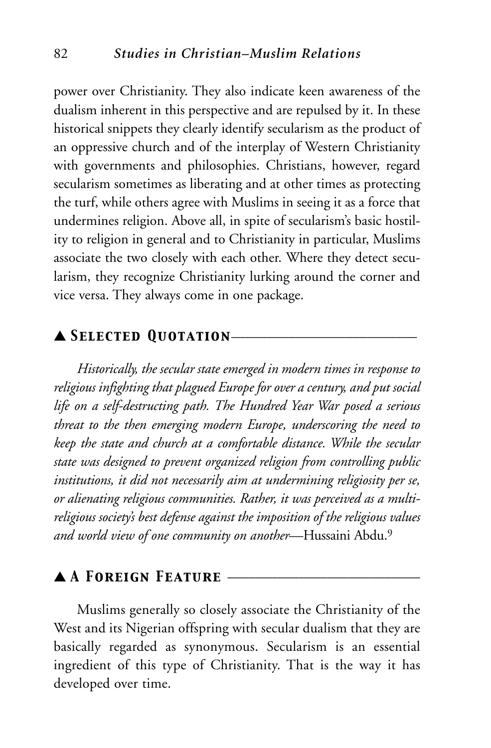power over Christianity. They also indicate keen awareness of the dualism inherent in this perspective and are repulsed by it. In these historical snippets they clearly identify secularism as the product of an oppressive church and of the interplay of Western Christianity with governments and philosophies. Christians, however, regard secularism sometimes as liberating and at other times as protecting the turf, while others agree with Muslims in seeing it as a force that undermines religion. Above all, in spite of secularism's basic hostility to religion in general and to Christianity in particular, Muslims associate the two closely with each other. Where they detect secularism, they recognize Christianity lurking around the corner and vice versa. They always come in one package.

## ▲ Selected Quotation

*Historically, the secular state emerged in modern times in response to religious infighting that plagued Europe for over a century, and put social life on a self-destructing path. The Hundred Year War posed a serious threat to the then emerging modern Europe, underscoring the need to keep the state and church at a comfortable distance. While the secular state was designed to prevent organized religion from controlling public institutions, it did not necessarily aim at undermining religiosity per se, or alienating religious communities. Rather, it was perceived as a multi-religious society's best defense against the imposition of the religious values and world view of one community on another*—Hussaini Abdu.[9]

## ▲ A Foreign Feature

Muslims generally so closely associate the Christianity of the West and its Nigerian offspring with secular dualism that they are basically regarded as synonymous. Secularism is an essential ingredient of this type of Christianity. That is the way it has developed over time.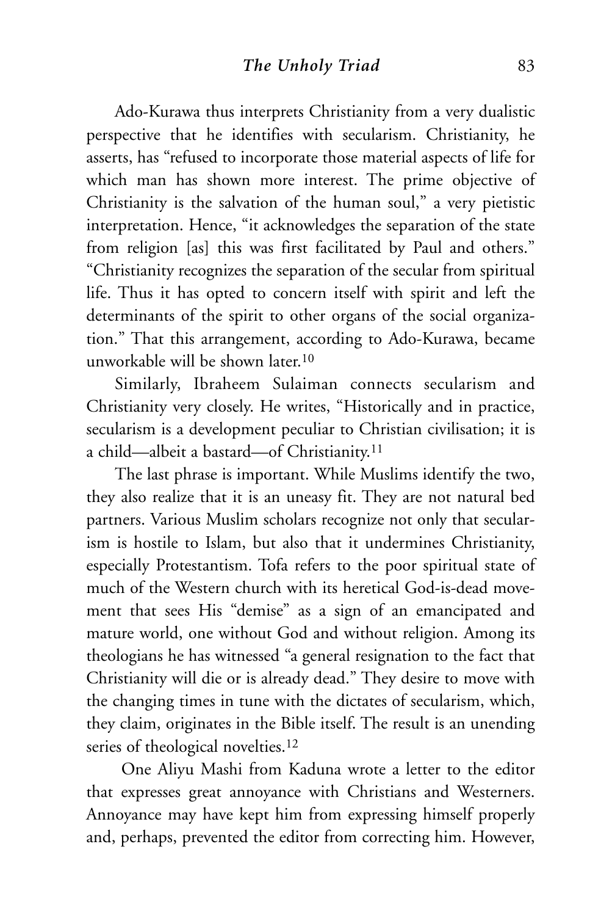Ado-Kurawa thus interprets Christianity from a very dualistic perspective that he identifies with secularism. Christianity, he asserts, has "refused to incorporate those material aspects of life for which man has shown more interest. The prime objective of Christianity is the salvation of the human soul," a very pietistic interpretation. Hence, "it acknowledges the separation of the state from religion [as] this was first facilitated by Paul and others." "Christianity recognizes the separation of the secular from spiritual life. Thus it has opted to concern itself with spirit and left the determinants of the spirit to other organs of the social organization." That this arrangement, according to Ado-Kurawa, became unworkable will be shown later.[10]

Similarly, Ibraheem Sulaiman connects secularism and Christianity very closely. He writes, "Historically and in practice, secularism is a development peculiar to Christian civilisation; it is a child—albeit a bastard—of Christianity.[11]

The last phrase is important. While Muslims identify the two, they also realize that it is an uneasy fit. They are not natural bed partners. Various Muslim scholars recognize not only that secularism is hostile to Islam, but also that it undermines Christianity, especially Protestantism. Tofa refers to the poor spiritual state of much of the Western church with its heretical God-is-dead movement that sees His "demise" as a sign of an emancipated and mature world, one without God and without religion. Among its theologians he has witnessed "a general resignation to the fact that Christianity will die or is already dead." They desire to move with the changing times in tune with the dictates of secularism, which, they claim, originates in the Bible itself. The result is an unending series of theological novelties.[12]

One Aliyu Mashi from Kaduna wrote a letter to the editor that expresses great annoyance with Christians and Westerners. Annoyance may have kept him from expressing himself properly and, perhaps, prevented the editor from correcting him. However,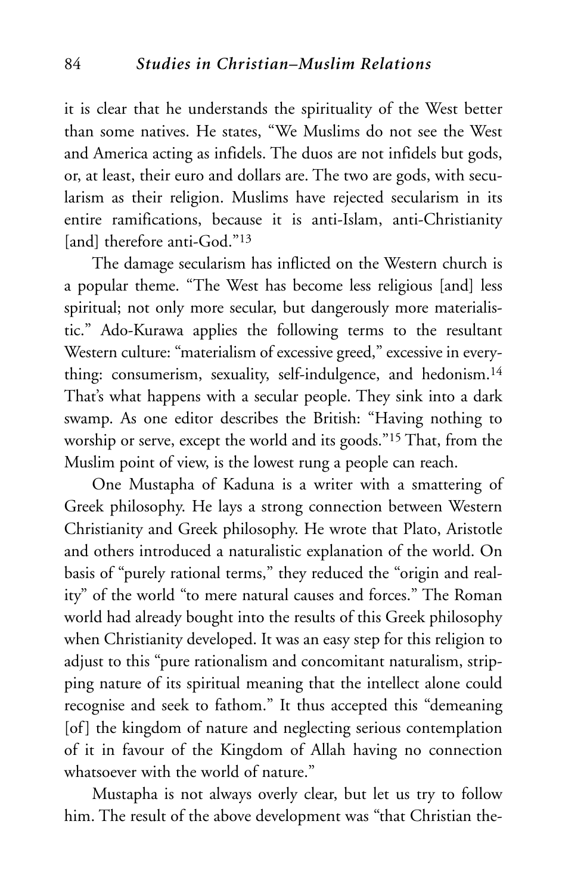it is clear that he understands the spirituality of the West better than some natives. He states, "We Muslims do not see the West and America acting as infidels. The duos are not infidels but gods, or, at least, their euro and dollars are. The two are gods, with secularism as their religion. Muslims have rejected secularism in its entire ramifications, because it is anti-Islam, anti-Christianity [and] therefore anti-God."[13]

The damage secularism has inflicted on the Western church is a popular theme. "The West has become less religious [and] less spiritual; not only more secular, but dangerously more materialistic." Ado-Kurawa applies the following terms to the resultant Western culture: "materialism of excessive greed," excessive in everything: consumerism, sexuality, self-indulgence, and hedonism.[14] That's what happens with a secular people. They sink into a dark swamp. As one editor describes the British: "Having nothing to worship or serve, except the world and its goods."[15] That, from the Muslim point of view, is the lowest rung a people can reach.

One Mustapha of Kaduna is a writer with a smattering of Greek philosophy. He lays a strong connection between Western Christianity and Greek philosophy. He wrote that Plato, Aristotle and others introduced a naturalistic explanation of the world. On basis of "purely rational terms," they reduced the "origin and reality" of the world "to mere natural causes and forces." The Roman world had already bought into the results of this Greek philosophy when Christianity developed. It was an easy step for this religion to adjust to this "pure rationalism and concomitant naturalism, stripping nature of its spiritual meaning that the intellect alone could recognise and seek to fathom." It thus accepted this "demeaning [of] the kingdom of nature and neglecting serious contemplation of it in favour of the Kingdom of Allah having no connection whatsoever with the world of nature."

Mustapha is not always overly clear, but let us try to follow him. The result of the above development was "that Christian the-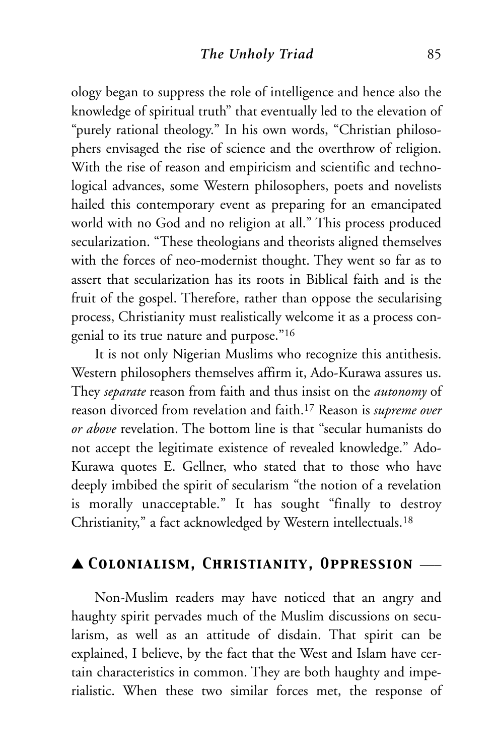ology began to suppress the role of intelligence and hence also the knowledge of spiritual truth" that eventually led to the elevation of "purely rational theology." In his own words, "Christian philosophers envisaged the rise of science and the overthrow of religion. With the rise of reason and empiricism and scientific and technological advances, some Western philosophers, poets and novelists hailed this contemporary event as preparing for an emancipated world with no God and no religion at all." This process produced secularization. "These theologians and theorists aligned themselves with the forces of neo-modernist thought. They went so far as to assert that secularization has its roots in Biblical faith and is the fruit of the gospel. Therefore, rather than oppose the secularising process, Christianity must realistically welcome it as a process congenial to its true nature and purpose."[16]

It is not only Nigerian Muslims who recognize this antithesis. Western philosophers themselves affirm it, Ado-Kurawa assures us. They *separate* reason from faith and thus insist on the *autonomy* of reason divorced from revelation and faith.[17] Reason is *supreme over or above* revelation. The bottom line is that "secular humanists do not accept the legitimate existence of revealed knowledge." Ado-Kurawa quotes E. Gellner, who stated that to those who have deeply imbibed the spirit of secularism "the notion of a revelation is morally unacceptable." It has sought "finally to destroy Christianity," a fact acknowledged by Western intellectuals.[18]

## ▲ Colonialism, Christianity, Oppression

Non-Muslim readers may have noticed that an angry and haughty spirit pervades much of the Muslim discussions on secularism, as well as an attitude of disdain. That spirit can be explained, I believe, by the fact that the West and Islam have certain characteristics in common. They are both haughty and imperialistic. When these two similar forces met, the response of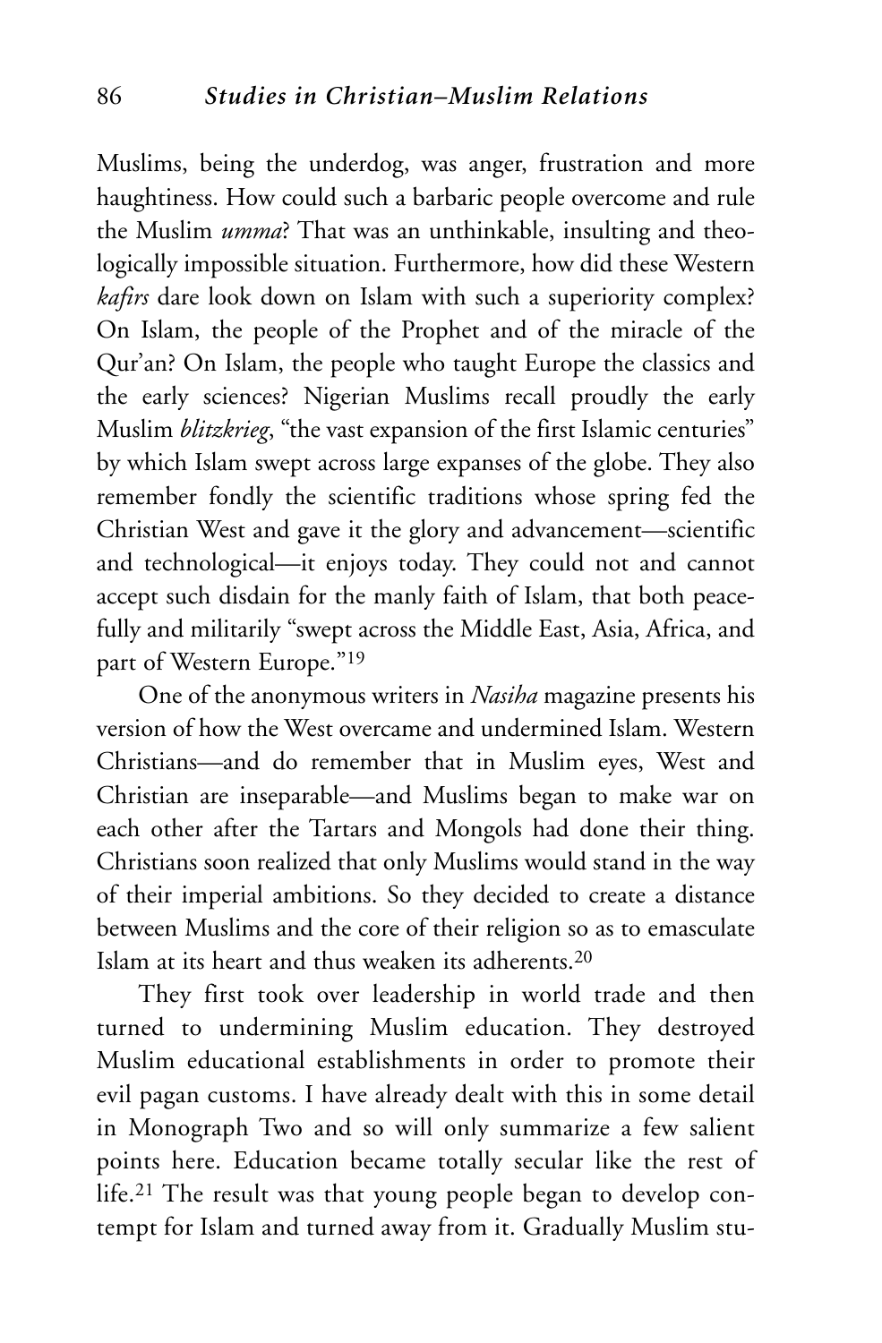Muslims, being the underdog, was anger, frustration and more haughtiness. How could such a barbaric people overcome and rule the Muslim *umma*? That was an unthinkable, insulting and theologically impossible situation. Furthermore, how did these Western *kafirs* dare look down on Islam with such a superiority complex? On Islam, the people of the Prophet and of the miracle of the Qur'an? On Islam, the people who taught Europe the classics and the early sciences? Nigerian Muslims recall proudly the early Muslim *blitzkrieg*, "the vast expansion of the first Islamic centuries" by which Islam swept across large expanses of the globe. They also remember fondly the scientific traditions whose spring fed the Christian West and gave it the glory and advancement—scientific and technological—it enjoys today. They could not and cannot accept such disdain for the manly faith of Islam, that both peacefully and militarily "swept across the Middle East, Asia, Africa, and part of Western Europe."[19]

One of the anonymous writers in *Nasiha* magazine presents his version of how the West overcame and undermined Islam. Western Christians—and do remember that in Muslim eyes, West and Christian are inseparable—and Muslims began to make war on each other after the Tartars and Mongols had done their thing. Christians soon realized that only Muslims would stand in the way of their imperial ambitions. So they decided to create a distance between Muslims and the core of their religion so as to emasculate Islam at its heart and thus weaken its adherents.[20]

They first took over leadership in world trade and then turned to undermining Muslim education. They destroyed Muslim educational establishments in order to promote their evil pagan customs. I have already dealt with this in some detail in Monograph Two and so will only summarize a few salient points here. Education became totally secular like the rest of life.[21] The result was that young people began to develop contempt for Islam and turned away from it. Gradually Muslim stu-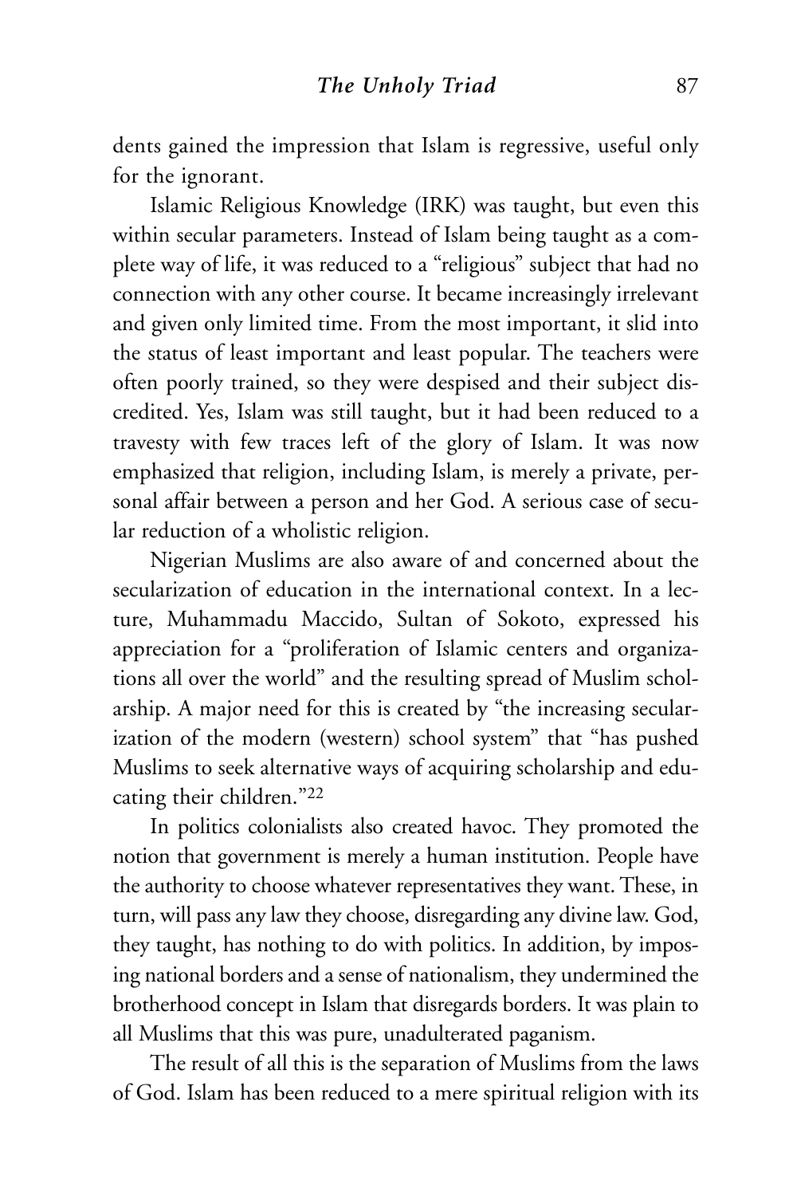dents gained the impression that Islam is regressive, useful only for the ignorant.

Islamic Religious Knowledge (IRK) was taught, but even this within secular parameters. Instead of Islam being taught as a complete way of life, it was reduced to a "religious" subject that had no connection with any other course. It became increasingly irrelevant and given only limited time. From the most important, it slid into the status of least important and least popular. The teachers were often poorly trained, so they were despised and their subject discredited. Yes, Islam was still taught, but it had been reduced to a travesty with few traces left of the glory of Islam. It was now emphasized that religion, including Islam, is merely a private, personal affair between a person and her God. A serious case of secular reduction of a wholistic religion.

Nigerian Muslims are also aware of and concerned about the secularization of education in the international context. In a lecture, Muhammadu Maccido, Sultan of Sokoto, expressed his appreciation for a "proliferation of Islamic centers and organizations all over the world" and the resulting spread of Muslim scholarship. A major need for this is created by "the increasing secularization of the modern (western) school system" that "has pushed Muslims to seek alternative ways of acquiring scholarship and educating their children."[22]

In politics colonialists also created havoc. They promoted the notion that government is merely a human institution. People have the authority to choose whatever representatives they want. These, in turn, will pass any law they choose, disregarding any divine law. God, they taught, has nothing to do with politics. In addition, by imposing national borders and a sense of nationalism, they undermined the brotherhood concept in Islam that disregards borders. It was plain to all Muslims that this was pure, unadulterated paganism.

The result of all this is the separation of Muslims from the laws of God. Islam has been reduced to a mere spiritual religion with its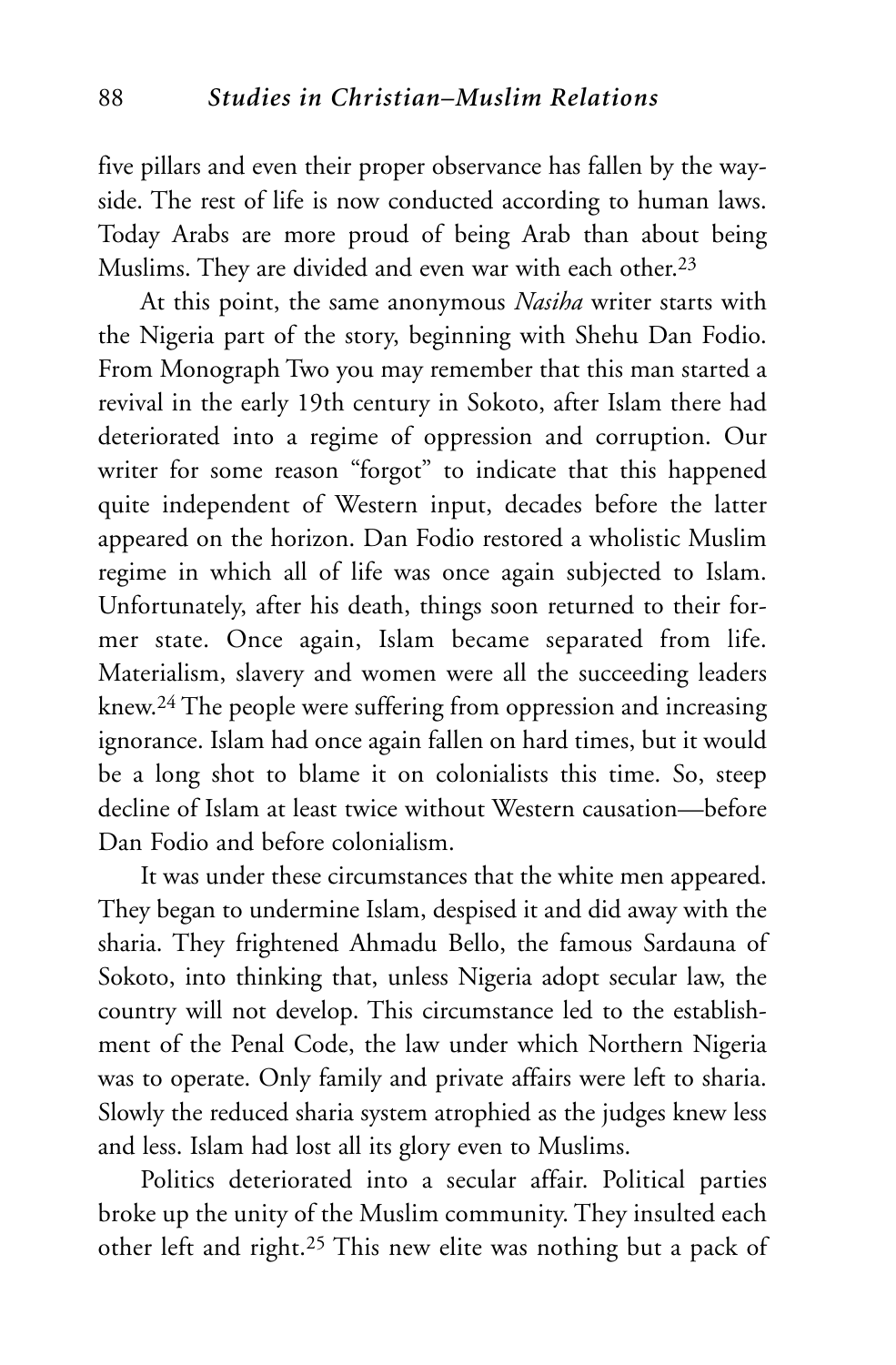five pillars and even their proper observance has fallen by the wayside. The rest of life is now conducted according to human laws. Today Arabs are more proud of being Arab than about being Muslims. They are divided and even war with each other.[23]

At this point, the same anonymous *Nasiha* writer starts with the Nigeria part of the story, beginning with Shehu Dan Fodio. From Monograph Two you may remember that this man started a revival in the early 19th century in Sokoto, after Islam there had deteriorated into a regime of oppression and corruption. Our writer for some reason "forgot" to indicate that this happened quite independent of Western input, decades before the latter appeared on the horizon. Dan Fodio restored a wholistic Muslim regime in which all of life was once again subjected to Islam. Unfortunately, after his death, things soon returned to their former state. Once again, Islam became separated from life. Materialism, slavery and women were all the succeeding leaders knew.[24] The people were suffering from oppression and increasing ignorance. Islam had once again fallen on hard times, but it would be a long shot to blame it on colonialists this time. So, steep decline of Islam at least twice without Western causation—before Dan Fodio and before colonialism.

It was under these circumstances that the white men appeared. They began to undermine Islam, despised it and did away with the sharia. They frightened Ahmadu Bello, the famous Sardauna of Sokoto, into thinking that, unless Nigeria adopt secular law, the country will not develop. This circumstance led to the establishment of the Penal Code, the law under which Northern Nigeria was to operate. Only family and private affairs were left to sharia. Slowly the reduced sharia system atrophied as the judges knew less and less. Islam had lost all its glory even to Muslims.

Politics deteriorated into a secular affair. Political parties broke up the unity of the Muslim community. They insulted each other left and right.[25] This new elite was nothing but a pack of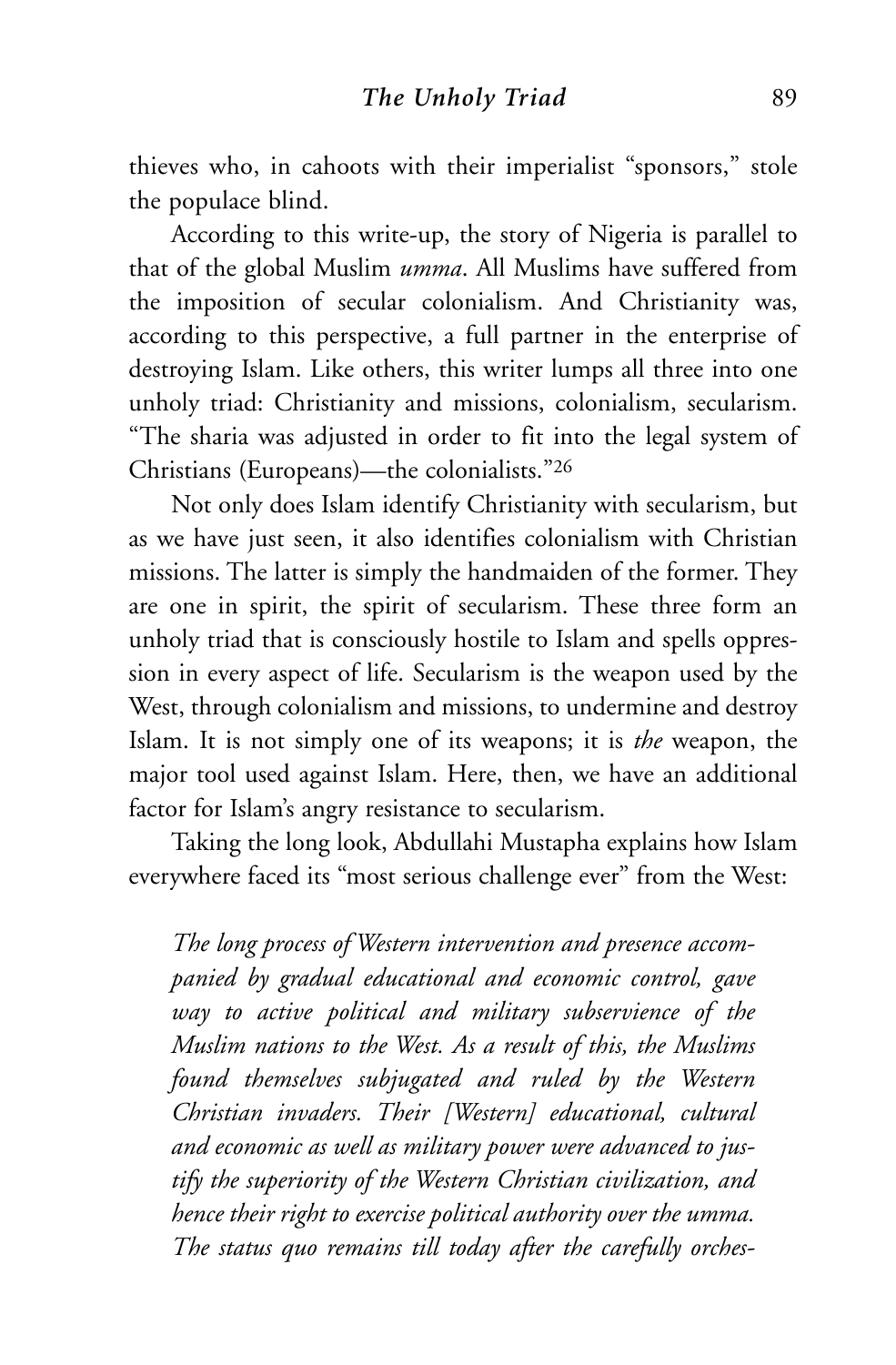thieves who, in cahoots with their imperialist "sponsors," stole the populace blind.

According to this write-up, the story of Nigeria is parallel to that of the global Muslim *umma*. All Muslims have suffered from the imposition of secular colonialism. And Christianity was, according to this perspective, a full partner in the enterprise of destroying Islam. Like others, this writer lumps all three into one unholy triad: Christianity and missions, colonialism, secularism. "The sharia was adjusted in order to fit into the legal system of Christians (Europeans)—the colonialists."[26]

Not only does Islam identify Christianity with secularism, but as we have just seen, it also identifies colonialism with Christian missions. The latter is simply the handmaiden of the former. They are one in spirit, the spirit of secularism. These three form an unholy triad that is consciously hostile to Islam and spells oppression in every aspect of life. Secularism is the weapon used by the West, through colonialism and missions, to undermine and destroy Islam. It is not simply one of its weapons; it is *the* weapon, the major tool used against Islam. Here, then, we have an additional factor for Islam's angry resistance to secularism.

Taking the long look, Abdullahi Mustapha explains how Islam everywhere faced its "most serious challenge ever" from the West:

> *The long process of Western intervention and presence accompanied by gradual educational and economic control, gave way to active political and military subservience of the Muslim nations to the West. As a result of this, the Muslims found themselves subjugated and ruled by the Western Christian invaders. Their [Western] educational, cultural and economic as well as military power were advanced to justify the superiority of the Western Christian civilization, and hence their right to exercise political authority over the umma. The status quo remains till today after the carefully orches-*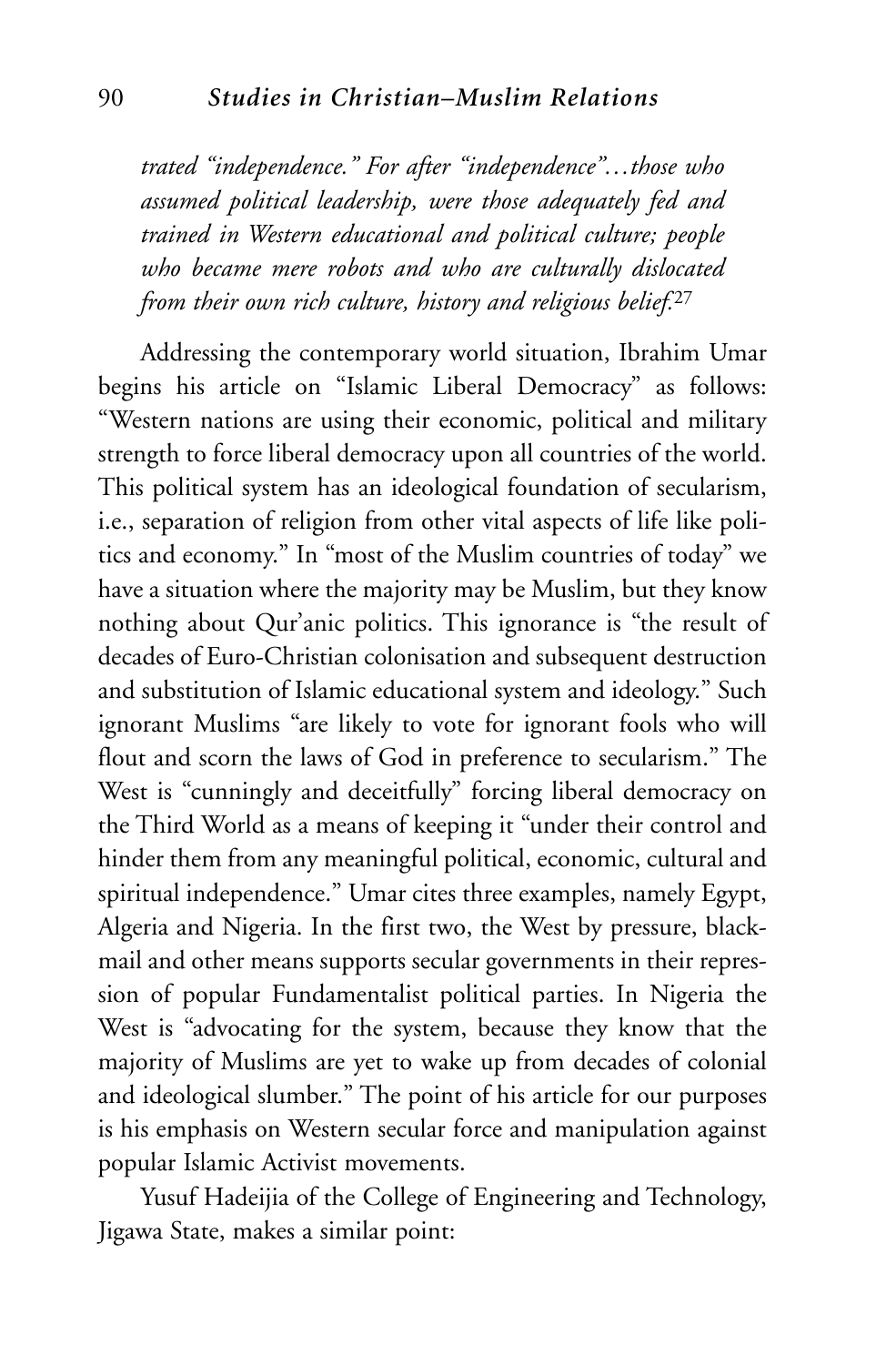*trated "independence." For after "independence"...those who assumed political leadership, were those adequately fed and trained in Western educational and political culture; people who became mere robots and who are culturally dislocated from their own rich culture, history and religious belief.*[27]

Addressing the contemporary world situation, Ibrahim Umar begins his article on "Islamic Liberal Democracy" as follows: "Western nations are using their economic, political and military strength to force liberal democracy upon all countries of the world. This political system has an ideological foundation of secularism, i.e., separation of religion from other vital aspects of life like politics and economy." In "most of the Muslim countries of today" we have a situation where the majority may be Muslim, but they know nothing about Qur'anic politics. This ignorance is "the result of decades of Euro-Christian colonisation and subsequent destruction and substitution of Islamic educational system and ideology." Such ignorant Muslims "are likely to vote for ignorant fools who will flout and scorn the laws of God in preference to secularism." The West is "cunningly and deceitfully" forcing liberal democracy on the Third World as a means of keeping it "under their control and hinder them from any meaningful political, economic, cultural and spiritual independence." Umar cites three examples, namely Egypt, Algeria and Nigeria. In the first two, the West by pressure, blackmail and other means supports secular governments in their repression of popular Fundamentalist political parties. In Nigeria the West is "advocating for the system, because they know that the majority of Muslims are yet to wake up from decades of colonial and ideological slumber." The point of his article for our purposes is his emphasis on Western secular force and manipulation against popular Islamic Activist movements.

Yusuf Hadeijia of the College of Engineering and Technology, Jigawa State, makes a similar point: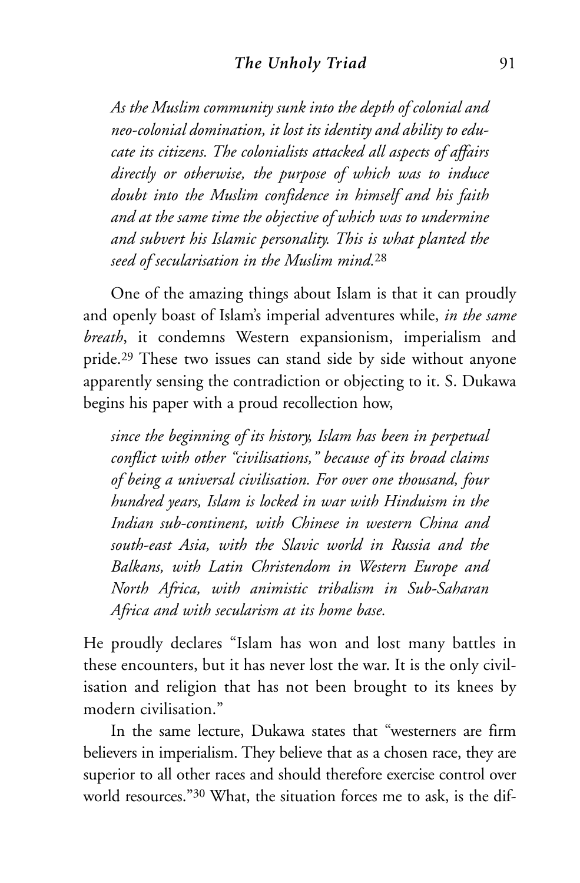*As the Muslim community sunk into the depth of colonial and neo-colonial domination, it lost its identity and ability to educate its citizens. The colonialists attacked all aspects of affairs directly or otherwise, the purpose of which was to induce doubt into the Muslim confidence in himself and his faith and at the same time the objective of which was to undermine and subvert his Islamic personality. This is what planted the seed of secularisation in the Muslim mind.*[28]

One of the amazing things about Islam is that it can proudly and openly boast of Islam's imperial adventures while, *in the same breath*, it condemns Western expansionism, imperialism and pride.[29] These two issues can stand side by side without anyone apparently sensing the contradiction or objecting to it. S. Dukawa begins his paper with a proud recollection how,

*since the beginning of its history, Islam has been in perpetual conflict with other "civilisations," because of its broad claims of being a universal civilisation. For over one thousand, four hundred years, Islam is locked in war with Hinduism in the Indian sub-continent, with Chinese in western China and south-east Asia, with the Slavic world in Russia and the Balkans, with Latin Christendom in Western Europe and North Africa, with animistic tribalism in Sub-Saharan Africa and with secularism at its home base.*

He proudly declares "Islam has won and lost many battles in these encounters, but it has never lost the war. It is the only civilisation and religion that has not been brought to its knees by modern civilisation."

In the same lecture, Dukawa states that "westerners are firm believers in imperialism. They believe that as a chosen race, they are superior to all other races and should therefore exercise control over world resources."[30] What, the situation forces me to ask, is the dif-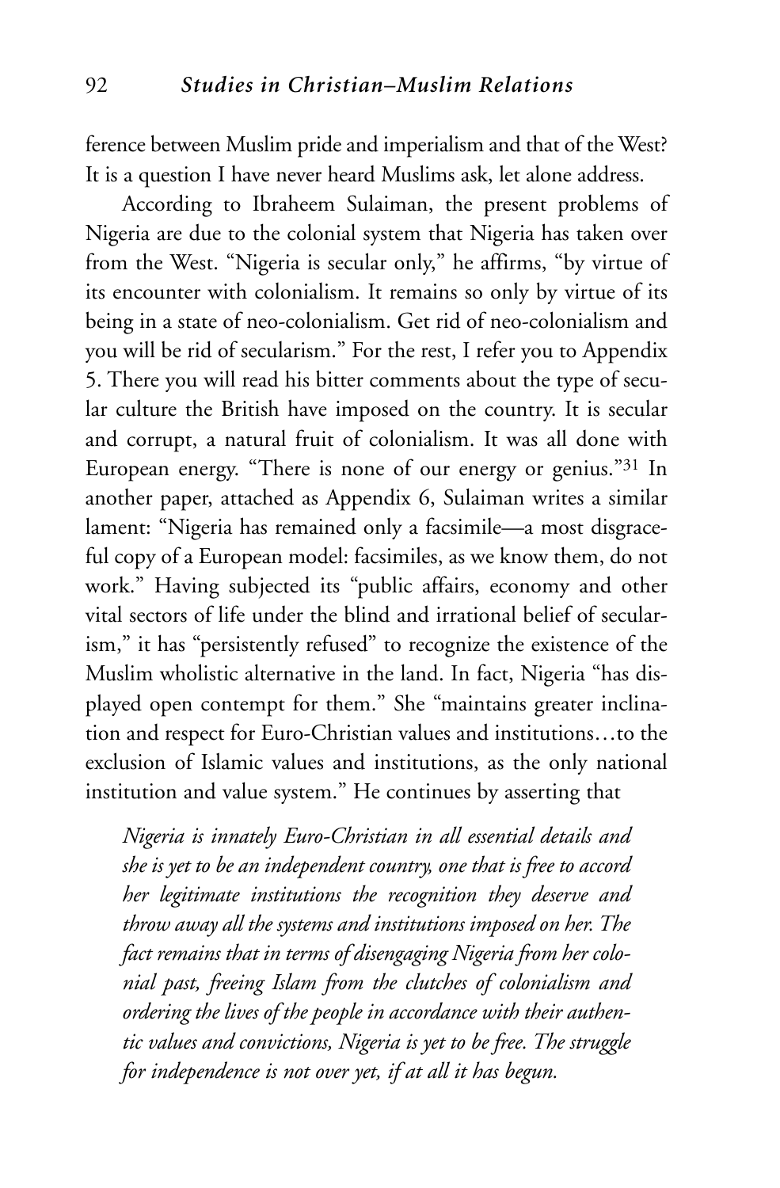ference between Muslim pride and imperialism and that of the West? It is a question I have never heard Muslims ask, let alone address.

According to Ibraheem Sulaiman, the present problems of Nigeria are due to the colonial system that Nigeria has taken over from the West. "Nigeria is secular only," he affirms, "by virtue of its encounter with colonialism. It remains so only by virtue of its being in a state of neo-colonialism. Get rid of neo-colonialism and you will be rid of secularism." For the rest, I refer you to Appendix 5. There you will read his bitter comments about the type of secular culture the British have imposed on the country. It is secular and corrupt, a natural fruit of colonialism. It was all done with European energy. "There is none of our energy or genius."[31] In another paper, attached as Appendix 6, Sulaiman writes a similar lament: "Nigeria has remained only a facsimile—a most disgraceful copy of a European model: facsimiles, as we know them, do not work." Having subjected its "public affairs, economy and other vital sectors of life under the blind and irrational belief of secularism," it has "persistently refused" to recognize the existence of the Muslim wholistic alternative in the land. In fact, Nigeria "has displayed open contempt for them." She "maintains greater inclination and respect for Euro-Christian values and institutions…to the exclusion of Islamic values and institutions, as the only national institution and value system." He continues by asserting that

> *Nigeria is innately Euro-Christian in all essential details and she is yet to be an independent country, one that is free to accord her legitimate institutions the recognition they deserve and throw away all the systems and institutions imposed on her. The fact remains that in terms of disengaging Nigeria from her colonial past, freeing Islam from the clutches of colonialism and ordering the lives of the people in accordance with their authentic values and convictions, Nigeria is yet to be free. The struggle for independence is not over yet, if at all it has begun.*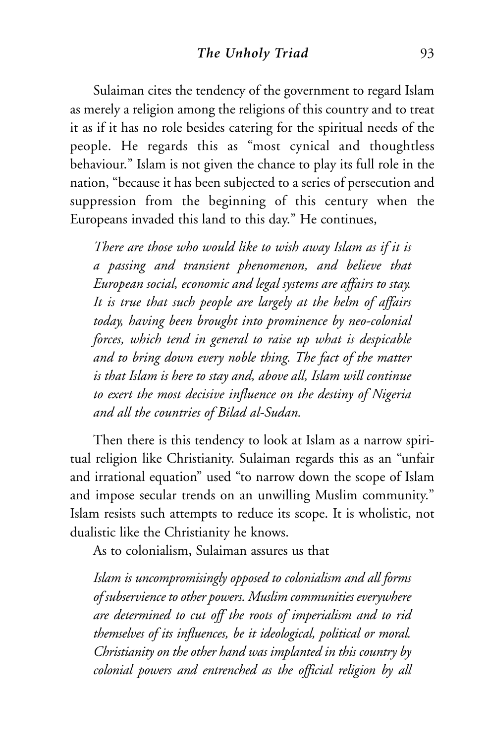Sulaiman cites the tendency of the government to regard Islam as merely a religion among the religions of this country and to treat it as if it has no role besides catering for the spiritual needs of the people. He regards this as "most cynical and thoughtless behaviour." Islam is not given the chance to play its full role in the nation, "because it has been subjected to a series of persecution and suppression from the beginning of this century when the Europeans invaded this land to this day." He continues,

> *There are those who would like to wish away Islam as if it is a passing and transient phenomenon, and believe that European social, economic and legal systems are affairs to stay. It is true that such people are largely at the helm of affairs today, having been brought into prominence by neo-colonial forces, which tend in general to raise up what is despicable and to bring down every noble thing. The fact of the matter is that Islam is here to stay and, above all, Islam will continue to exert the most decisive influence on the destiny of Nigeria and all the countries of Bilad al-Sudan.*

Then there is this tendency to look at Islam as a narrow spiritual religion like Christianity. Sulaiman regards this as an "unfair and irrational equation" used "to narrow down the scope of Islam and impose secular trends on an unwilling Muslim community." Islam resists such attempts to reduce its scope. It is wholistic, not dualistic like the Christianity he knows.

As to colonialism, Sulaiman assures us that

> *Islam is uncompromisingly opposed to colonialism and all forms of subservience to other powers. Muslim communities everywhere are determined to cut off the roots of imperialism and to rid themselves of its influences, be it ideological, political or moral. Christianity on the other hand was implanted in this country by colonial powers and entrenched as the official religion by all*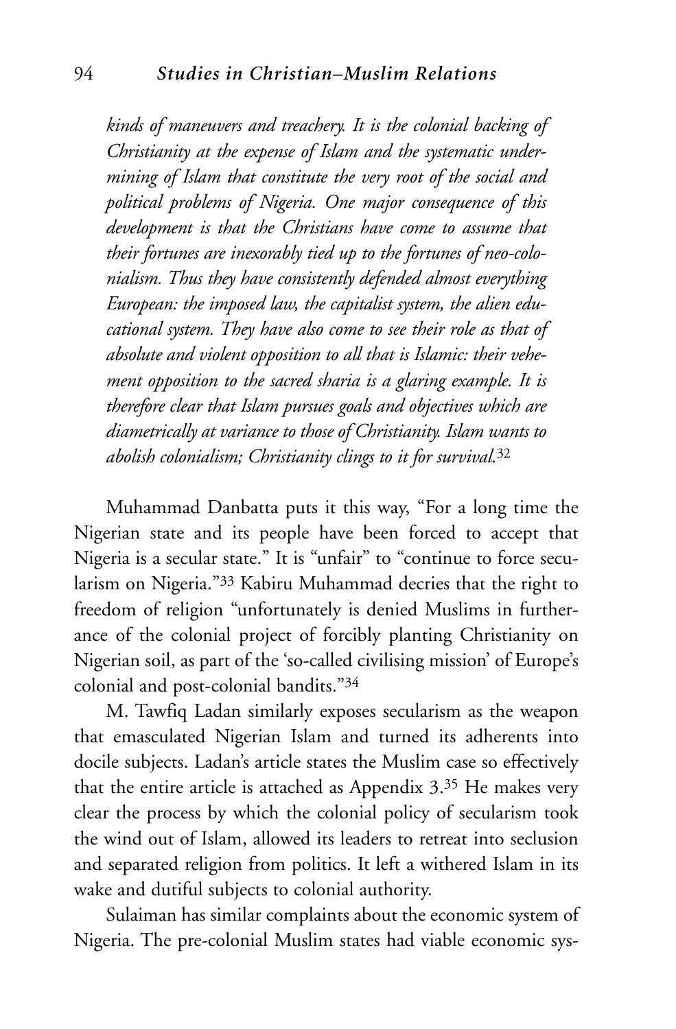*kinds of maneuvers and treachery. It is the colonial backing of Christianity at the expense of Islam and the systematic undermining of Islam that constitute the very root of the social and political problems of Nigeria. One major consequence of this development is that the Christians have come to assume that their fortunes are inexorably tied up to the fortunes of neo-colonialism. Thus they have consistently defended almost everything European: the imposed law, the capitalist system, the alien educational system. They have also come to see their role as that of absolute and violent opposition to all that is Islamic: their vehement opposition to the sacred sharia is a glaring example. It is therefore clear that Islam pursues goals and objectives which are diametrically at variance to those of Christianity. Islam wants to abolish colonialism; Christianity clings to it for survival.*[32]

Muhammad Danbatta puts it this way, "For a long time the Nigerian state and its people have been forced to accept that Nigeria is a secular state." It is "unfair" to "continue to force secularism on Nigeria."[33] Kabiru Muhammad decries that the right to freedom of religion "unfortunately is denied Muslims in furtherance of the colonial project of forcibly planting Christianity on Nigerian soil, as part of the 'so-called civilising mission' of Europe's colonial and post-colonial bandits."[34]

M. Tawfiq Ladan similarly exposes secularism as the weapon that emasculated Nigerian Islam and turned its adherents into docile subjects. Ladan's article states the Muslim case so effectively that the entire article is attached as Appendix 3.[35] He makes very clear the process by which the colonial policy of secularism took the wind out of Islam, allowed its leaders to retreat into seclusion and separated religion from politics. It left a withered Islam in its wake and dutiful subjects to colonial authority.

Sulaiman has similar complaints about the economic system of Nigeria. The pre-colonial Muslim states had viable economic sys-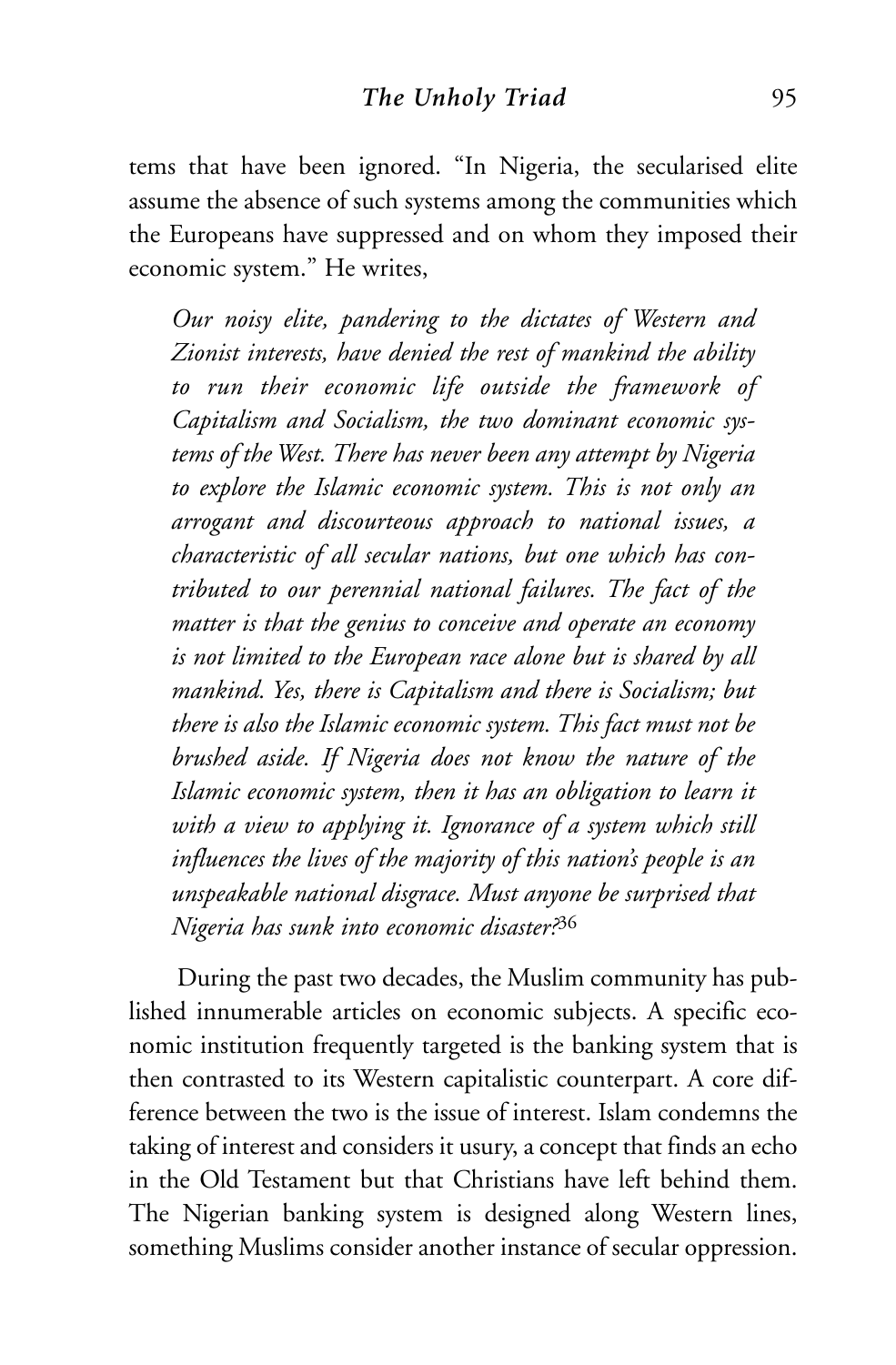tems that have been ignored. "In Nigeria, the secularised elite assume the absence of such systems among the communities which the Europeans have suppressed and on whom they imposed their economic system." He writes,

> *Our noisy elite, pandering to the dictates of Western and Zionist interests, have denied the rest of mankind the ability to run their economic life outside the framework of Capitalism and Socialism, the two dominant economic systems of the West. There has never been any attempt by Nigeria to explore the Islamic economic system. This is not only an arrogant and discourteous approach to national issues, a characteristic of all secular nations, but one which has contributed to our perennial national failures. The fact of the matter is that the genius to conceive and operate an economy is not limited to the European race alone but is shared by all mankind. Yes, there is Capitalism and there is Socialism; but there is also the Islamic economic system. This fact must not be brushed aside. If Nigeria does not know the nature of the Islamic economic system, then it has an obligation to learn it with a view to applying it. Ignorance of a system which still influences the lives of the majority of this nation's people is an unspeakable national disgrace. Must anyone be surprised that Nigeria has sunk into economic disaster?*[36]

During the past two decades, the Muslim community has published innumerable articles on economic subjects. A specific economic institution frequently targeted is the banking system that is then contrasted to its Western capitalistic counterpart. A core difference between the two is the issue of interest. Islam condemns the taking of interest and considers it usury, a concept that finds an echo in the Old Testament but that Christians have left behind them. The Nigerian banking system is designed along Western lines, something Muslims consider another instance of secular oppression.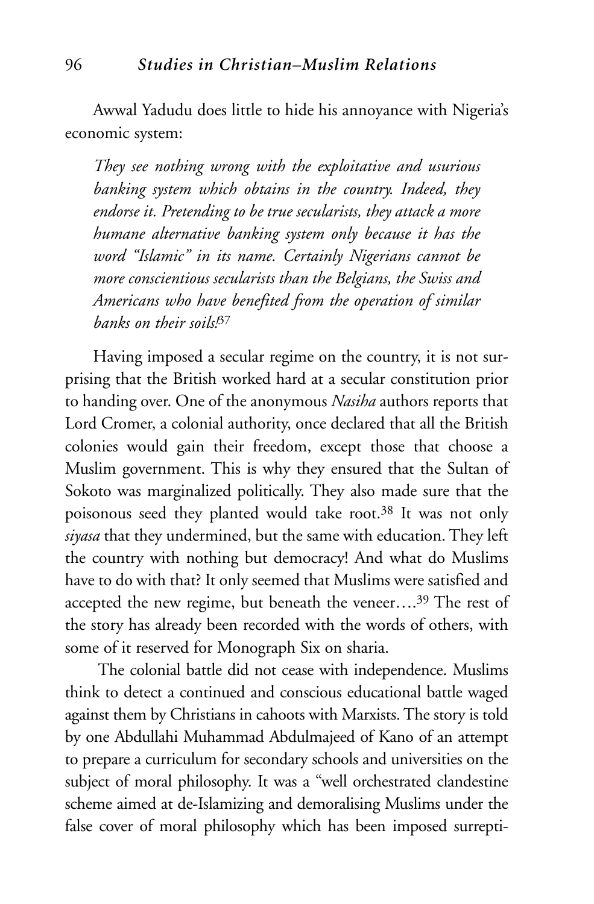Awwal Yadudu does little to hide his annoyance with Nigeria's economic system:

> *They see nothing wrong with the exploitative and usurious banking system which obtains in the country. Indeed, they endorse it. Pretending to be true secularists, they attack a more humane alternative banking system only because it has the word "Islamic" in its name. Certainly Nigerians cannot be more conscientious secularists than the Belgians, the Swiss and Americans who have benefited from the operation of similar banks on their soils!*[37]

Having imposed a secular regime on the country, it is not surprising that the British worked hard at a secular constitution prior to handing over. One of the anonymous *Nasiha* authors reports that Lord Cromer, a colonial authority, once declared that all the British colonies would gain their freedom, except those that choose a Muslim government. This is why they ensured that the Sultan of Sokoto was marginalized politically. They also made sure that the poisonous seed they planted would take root.[38] It was not only *siyasa* that they undermined, but the same with education. They left the country with nothing but democracy! And what do Muslims have to do with that? It only seemed that Muslims were satisfied and accepted the new regime, but beneath the veneer….[39] The rest of the story has already been recorded with the words of others, with some of it reserved for Monograph Six on sharia.

The colonial battle did not cease with independence. Muslims think to detect a continued and conscious educational battle waged against them by Christians in cahoots with Marxists. The story is told by one Abdullahi Muhammad Abdulmajeed of Kano of an attempt to prepare a curriculum for secondary schools and universities on the subject of moral philosophy. It was a "well orchestrated clandestine scheme aimed at de-Islamizing and demoralising Muslims under the false cover of moral philosophy which has been imposed surrepti-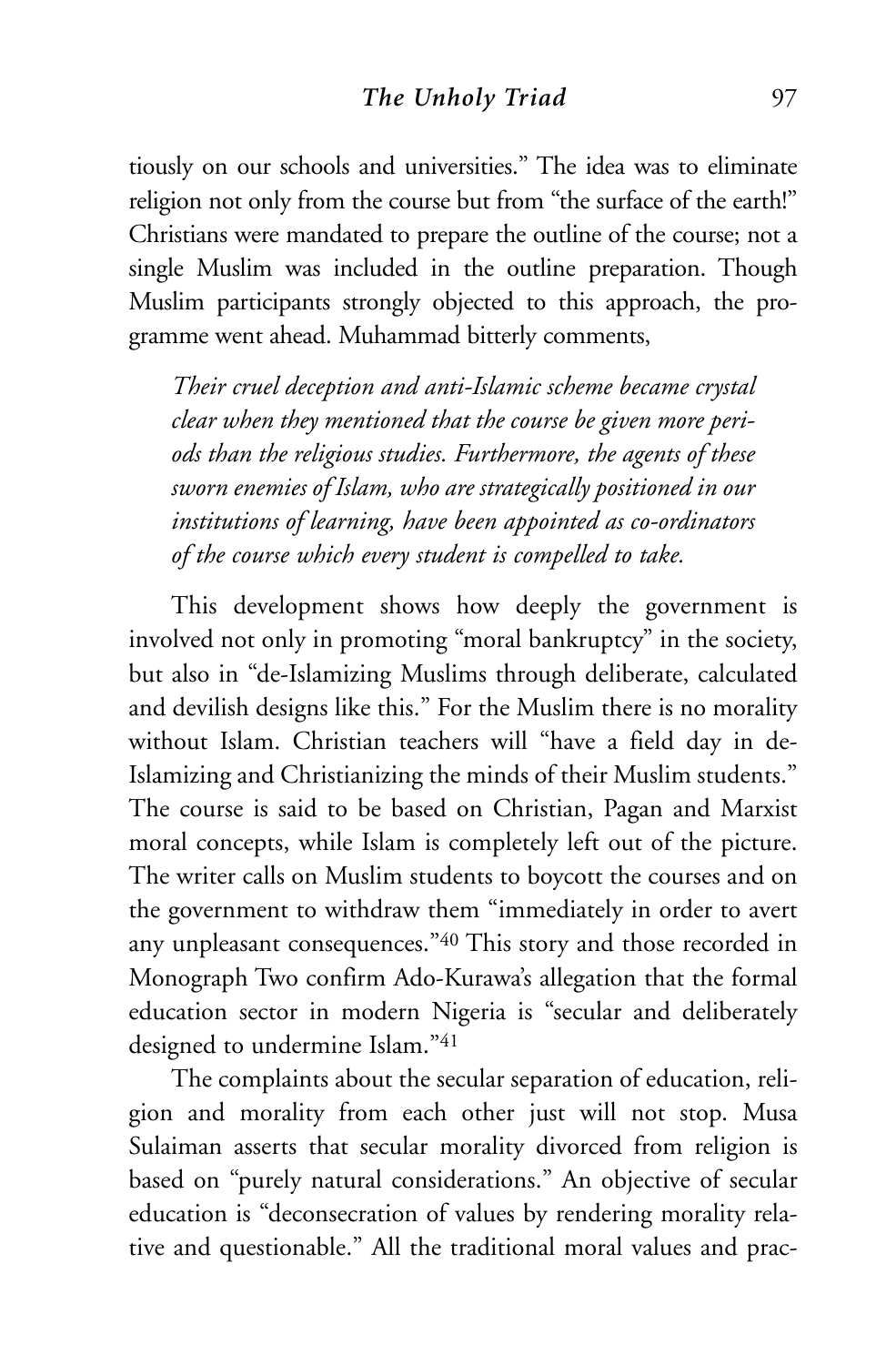tiously on our schools and universities." The idea was to eliminate religion not only from the course but from "the surface of the earth!" Christians were mandated to prepare the outline of the course; not a single Muslim was included in the outline preparation. Though Muslim participants strongly objected to this approach, the programme went ahead. Muhammad bitterly comments,

> *Their cruel deception and anti-Islamic scheme became crystal clear when they mentioned that the course be given more periods than the religious studies. Furthermore, the agents of these sworn enemies of Islam, who are strategically positioned in our institutions of learning, have been appointed as co-ordinators of the course which every student is compelled to take.*

This development shows how deeply the government is involved not only in promoting "moral bankruptcy" in the society, but also in "de-Islamizing Muslims through deliberate, calculated and devilish designs like this." For the Muslim there is no morality without Islam. Christian teachers will "have a field day in de-Islamizing and Christianizing the minds of their Muslim students." The course is said to be based on Christian, Pagan and Marxist moral concepts, while Islam is completely left out of the picture. The writer calls on Muslim students to boycott the courses and on the government to withdraw them "immediately in order to avert any unpleasant consequences."[40] This story and those recorded in Monograph Two confirm Ado-Kurawa's allegation that the formal education sector in modern Nigeria is "secular and deliberately designed to undermine Islam."[41]

The complaints about the secular separation of education, religion and morality from each other just will not stop. Musa Sulaiman asserts that secular morality divorced from religion is based on "purely natural considerations." An objective of secular education is "deconsecration of values by rendering morality relative and questionable." All the traditional moral values and prac-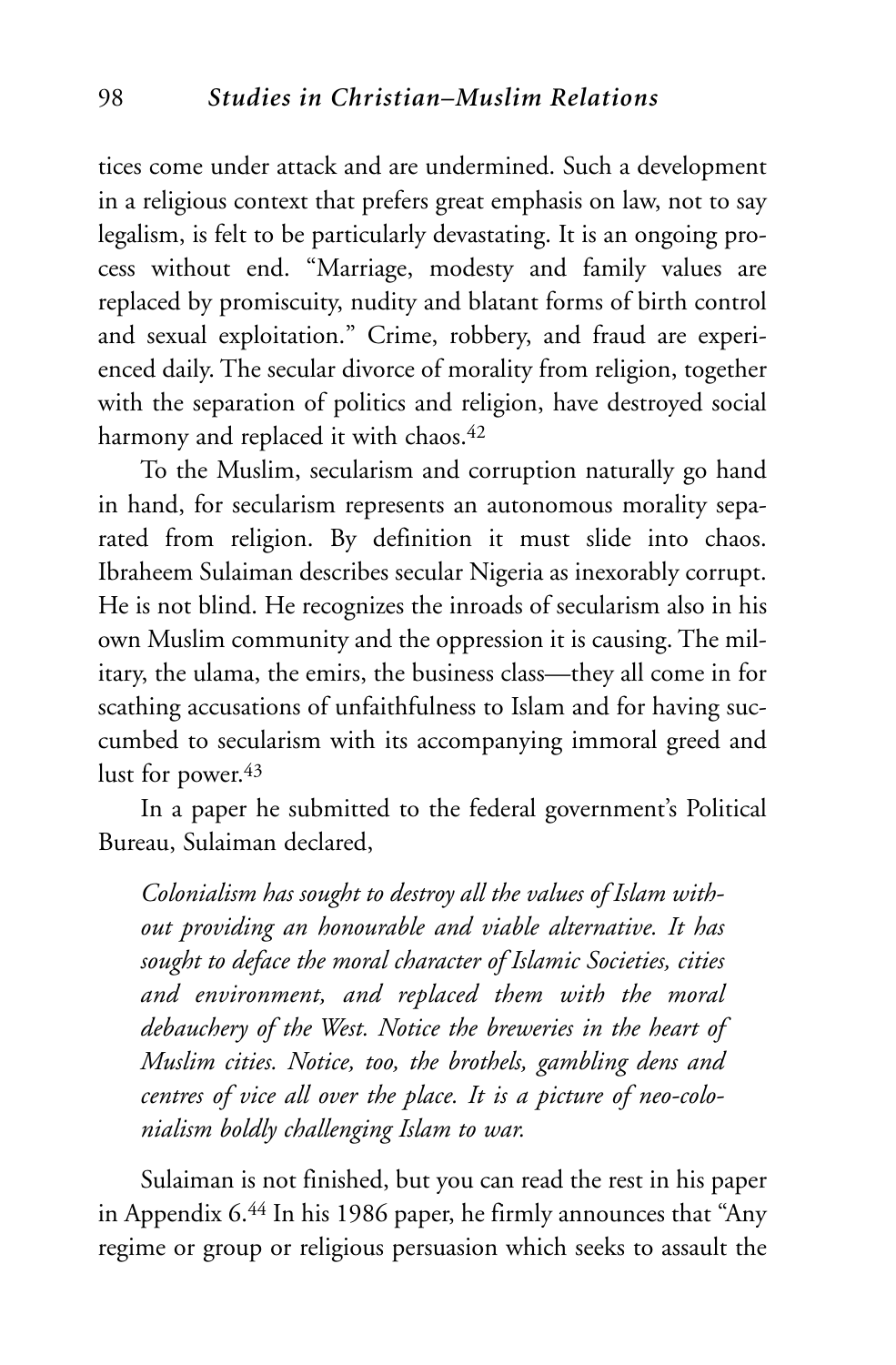tices come under attack and are undermined. Such a development in a religious context that prefers great emphasis on law, not to say legalism, is felt to be particularly devastating. It is an ongoing process without end. "Marriage, modesty and family values are replaced by promiscuity, nudity and blatant forms of birth control and sexual exploitation." Crime, robbery, and fraud are experienced daily. The secular divorce of morality from religion, together with the separation of politics and religion, have destroyed social harmony and replaced it with chaos.[42]

To the Muslim, secularism and corruption naturally go hand in hand, for secularism represents an autonomous morality separated from religion. By definition it must slide into chaos. Ibraheem Sulaiman describes secular Nigeria as inexorably corrupt. He is not blind. He recognizes the inroads of secularism also in his own Muslim community and the oppression it is causing. The military, the ulama, the emirs, the business class—they all come in for scathing accusations of unfaithfulness to Islam and for having succumbed to secularism with its accompanying immoral greed and lust for power.[43]

In a paper he submitted to the federal government's Political Bureau, Sulaiman declared,

> *Colonialism has sought to destroy all the values of Islam without providing an honourable and viable alternative. It has sought to deface the moral character of Islamic Societies, cities and environment, and replaced them with the moral debauchery of the West. Notice the breweries in the heart of Muslim cities. Notice, too, the brothels, gambling dens and centres of vice all over the place. It is a picture of neo-colonialism boldly challenging Islam to war.*

Sulaiman is not finished, but you can read the rest in his paper in Appendix 6.[44] In his 1986 paper, he firmly announces that "Any regime or group or religious persuasion which seeks to assault the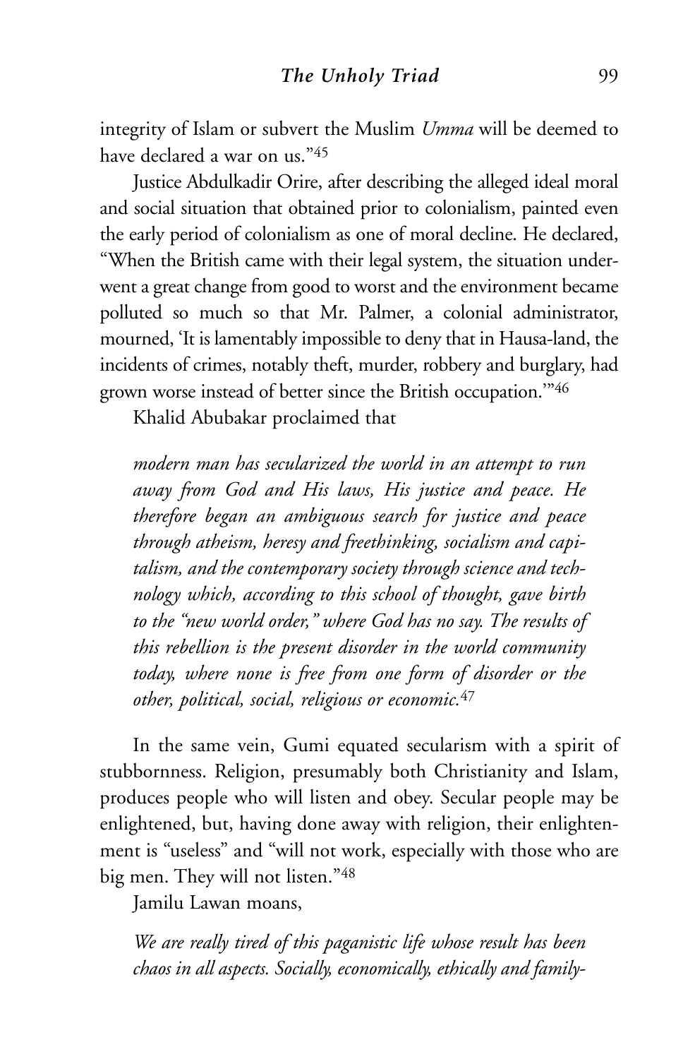integrity of Islam or subvert the Muslim *Umma* will be deemed to have declared a war on us."[45]

Justice Abdulkadir Orire, after describing the alleged ideal moral and social situation that obtained prior to colonialism, painted even the early period of colonialism as one of moral decline. He declared, "When the British came with their legal system, the situation underwent a great change from good to worst and the environment became polluted so much so that Mr. Palmer, a colonial administrator, mourned, 'It is lamentably impossible to deny that in Hausa-land, the incidents of crimes, notably theft, murder, robbery and burglary, had grown worse instead of better since the British occupation.'"[46]

Khalid Abubakar proclaimed that

> *modern man has secularized the world in an attempt to run away from God and His laws, His justice and peace. He therefore began an ambiguous search for justice and peace through atheism, heresy and freethinking, socialism and capitalism, and the contemporary society through science and technology which, according to this school of thought, gave birth to the "new world order," where God has no say. The results of this rebellion is the present disorder in the world community today, where none is free from one form of disorder or the other, political, social, religious or economic.*[47]

In the same vein, Gumi equated secularism with a spirit of stubbornness. Religion, presumably both Christianity and Islam, produces people who will listen and obey. Secular people may be enlightened, but, having done away with religion, their enlightenment is "useless" and "will not work, especially with those who are big men. They will not listen."[48]

Jamilu Lawan moans,

> *We are really tired of this paganistic life whose result has been chaos in all aspects. Socially, economically, ethically and family-*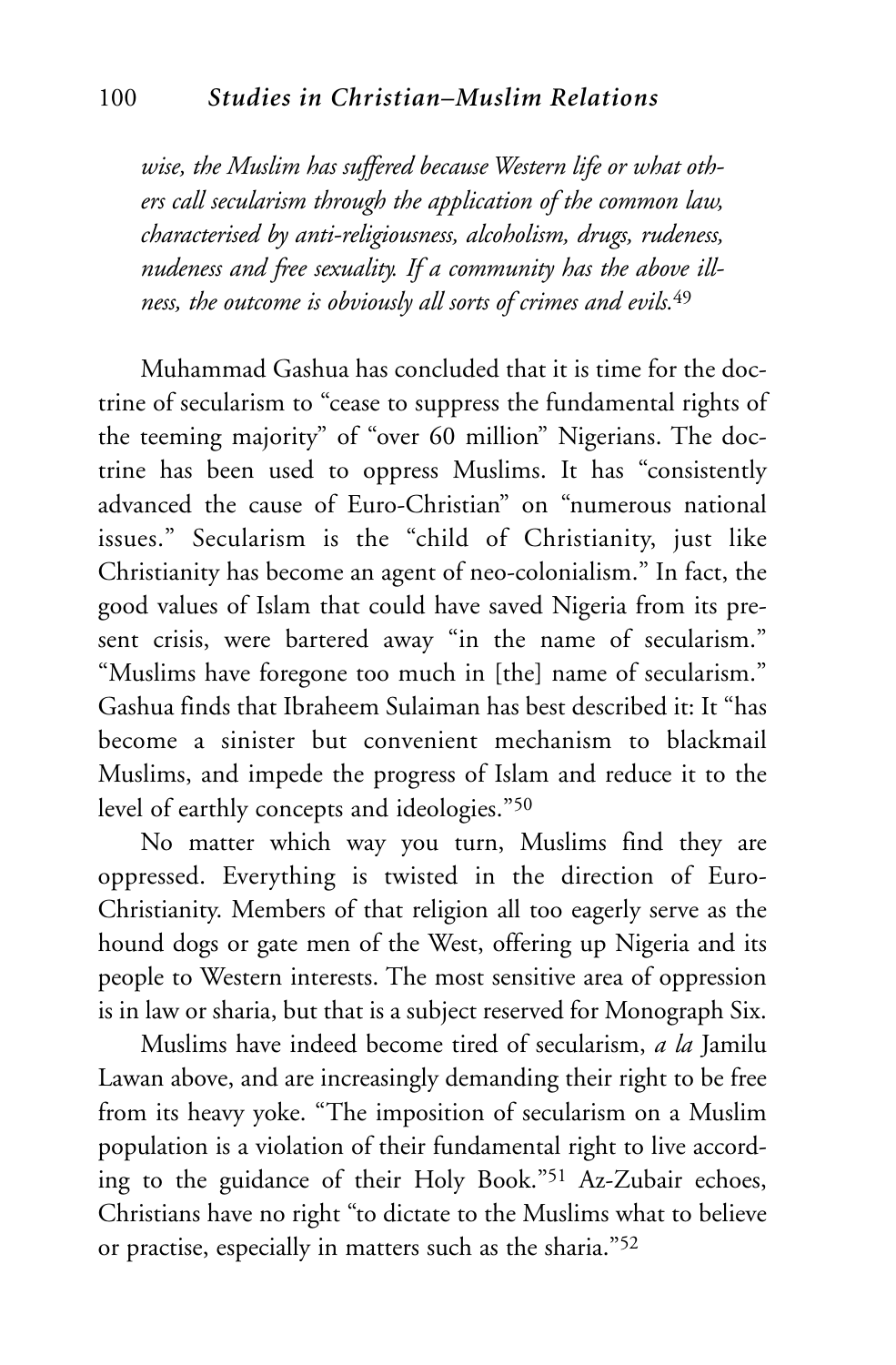*wise, the Muslim has suffered because Western life or what others call secularism through the application of the common law, characterised by anti-religiousness, alcoholism, drugs, rudeness, nudeness and free sexuality. If a community has the above illness, the outcome is obviously all sorts of crimes and evils.*[49]

Muhammad Gashua has concluded that it is time for the doctrine of secularism to "cease to suppress the fundamental rights of the teeming majority" of "over 60 million" Nigerians. The doctrine has been used to oppress Muslims. It has "consistently advanced the cause of Euro-Christian" on "numerous national issues." Secularism is the "child of Christianity, just like Christianity has become an agent of neo-colonialism." In fact, the good values of Islam that could have saved Nigeria from its present crisis, were bartered away "in the name of secularism." "Muslims have foregone too much in [the] name of secularism." Gashua finds that Ibraheem Sulaiman has best described it: It "has become a sinister but convenient mechanism to blackmail Muslims, and impede the progress of Islam and reduce it to the level of earthly concepts and ideologies."[50]

No matter which way you turn, Muslims find they are oppressed. Everything is twisted in the direction of Euro-Christianity. Members of that religion all too eagerly serve as the hound dogs or gate men of the West, offering up Nigeria and its people to Western interests. The most sensitive area of oppression is in law or sharia, but that is a subject reserved for Monograph Six.

Muslims have indeed become tired of secularism, *a la* Jamilu Lawan above, and are increasingly demanding their right to be free from its heavy yoke. "The imposition of secularism on a Muslim population is a violation of their fundamental right to live according to the guidance of their Holy Book."[51] Az-Zubair echoes, Christians have no right "to dictate to the Muslims what to believe or practise, especially in matters such as the sharia."[52]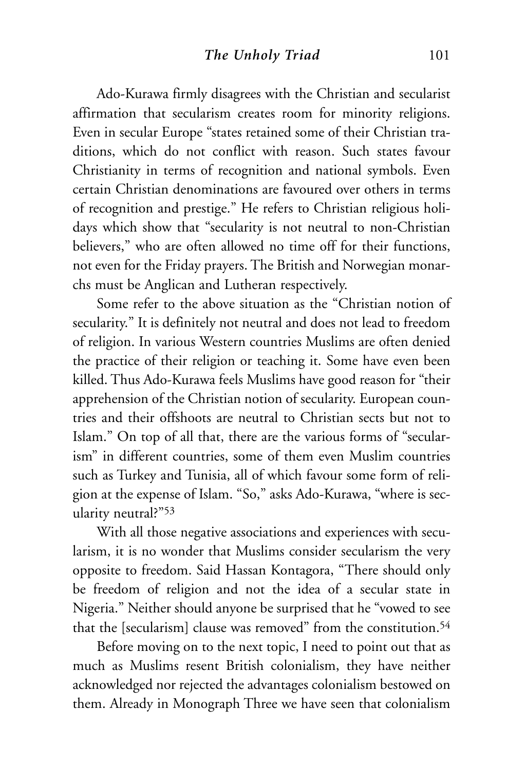Ado-Kurawa firmly disagrees with the Christian and secularist affirmation that secularism creates room for minority religions. Even in secular Europe "states retained some of their Christian traditions, which do not conflict with reason. Such states favour Christianity in terms of recognition and national symbols. Even certain Christian denominations are favoured over others in terms of recognition and prestige." He refers to Christian religious holidays which show that "secularity is not neutral to non-Christian believers," who are often allowed no time off for their functions, not even for the Friday prayers. The British and Norwegian monarchs must be Anglican and Lutheran respectively.

Some refer to the above situation as the "Christian notion of secularity." It is definitely not neutral and does not lead to freedom of religion. In various Western countries Muslims are often denied the practice of their religion or teaching it. Some have even been killed. Thus Ado-Kurawa feels Muslims have good reason for "their apprehension of the Christian notion of secularity. European countries and their offshoots are neutral to Christian sects but not to Islam." On top of all that, there are the various forms of "secularism" in different countries, some of them even Muslim countries such as Turkey and Tunisia, all of which favour some form of religion at the expense of Islam. "So," asks Ado-Kurawa, "where is secularity neutral?"[53]

With all those negative associations and experiences with secularism, it is no wonder that Muslims consider secularism the very opposite to freedom. Said Hassan Kontagora, "There should only be freedom of religion and not the idea of a secular state in Nigeria." Neither should anyone be surprised that he "vowed to see that the [secularism] clause was removed" from the constitution.[54]

Before moving on to the next topic, I need to point out that as much as Muslims resent British colonialism, they have neither acknowledged nor rejected the advantages colonialism bestowed on them. Already in Monograph Three we have seen that colonialism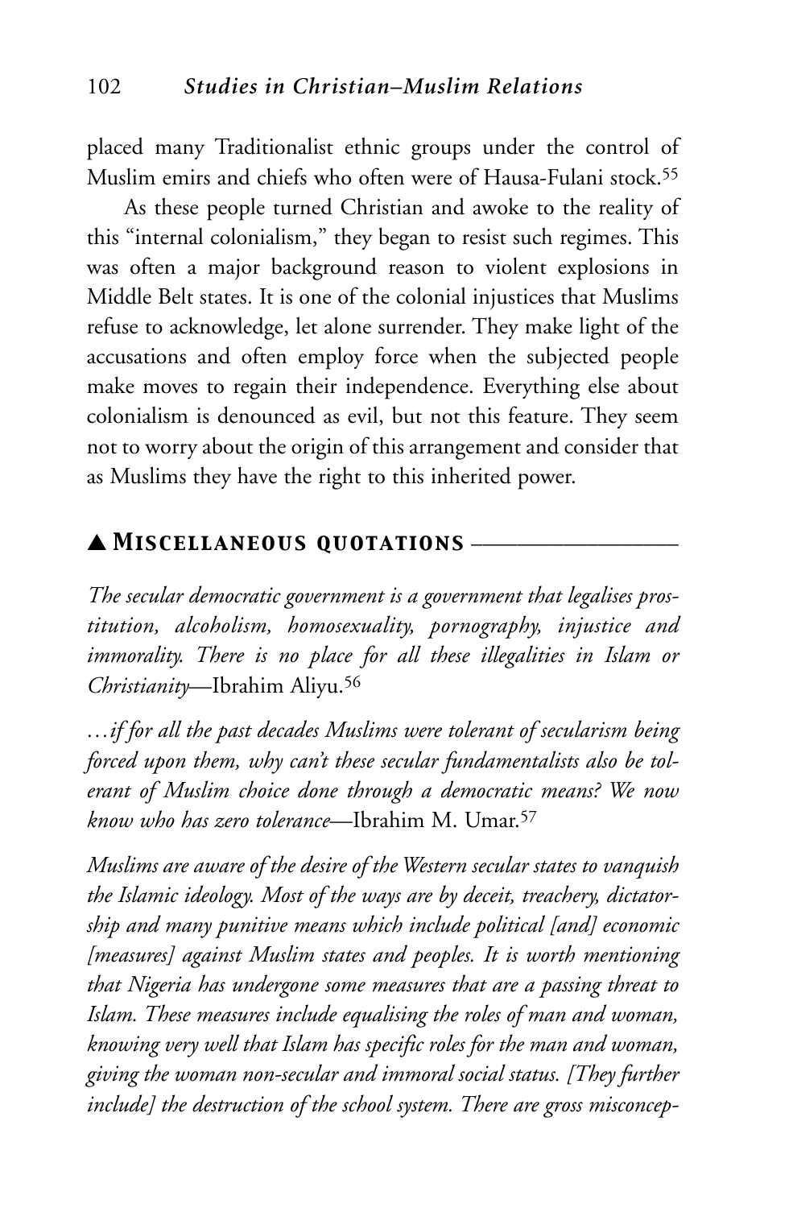placed many Traditionalist ethnic groups under the control of Muslim emirs and chiefs who often were of Hausa-Fulani stock.[55]

As these people turned Christian and awoke to the reality of this "internal colonialism," they began to resist such regimes. This was often a major background reason to violent explosions in Middle Belt states. It is one of the colonial injustices that Muslims refuse to acknowledge, let alone surrender. They make light of the accusations and often employ force when the subjected people make moves to regain their independence. Everything else about colonialism is denounced as evil, but not this feature. They seem not to worry about the origin of this arrangement and consider that as Muslims they have the right to this inherited power.

## ▲ Miscellaneous quotations

*The secular democratic government is a government that legalises prostitution, alcoholism, homosexuality, pornography, injustice and immorality. There is no place for all these illegalities in Islam or Christianity*—Ibrahim Aliyu.[56]

*...if for all the past decades Muslims were tolerant of secularism being forced upon them, why can't these secular fundamentalists also be tolerant of Muslim choice done through a democratic means? We now know who has zero tolerance*—Ibrahim M. Umar.[57]

*Muslims are aware of the desire of the Western secular states to vanquish the Islamic ideology. Most of the ways are by deceit, treachery, dictatorship and many punitive means which include political [and] economic [measures] against Muslim states and peoples. It is worth mentioning that Nigeria has undergone some measures that are a passing threat to Islam. These measures include equalising the roles of man and woman, knowing very well that Islam has specific roles for the man and woman, giving the woman non-secular and immoral social status. [They further include] the destruction of the school system. There are gross misconcep-*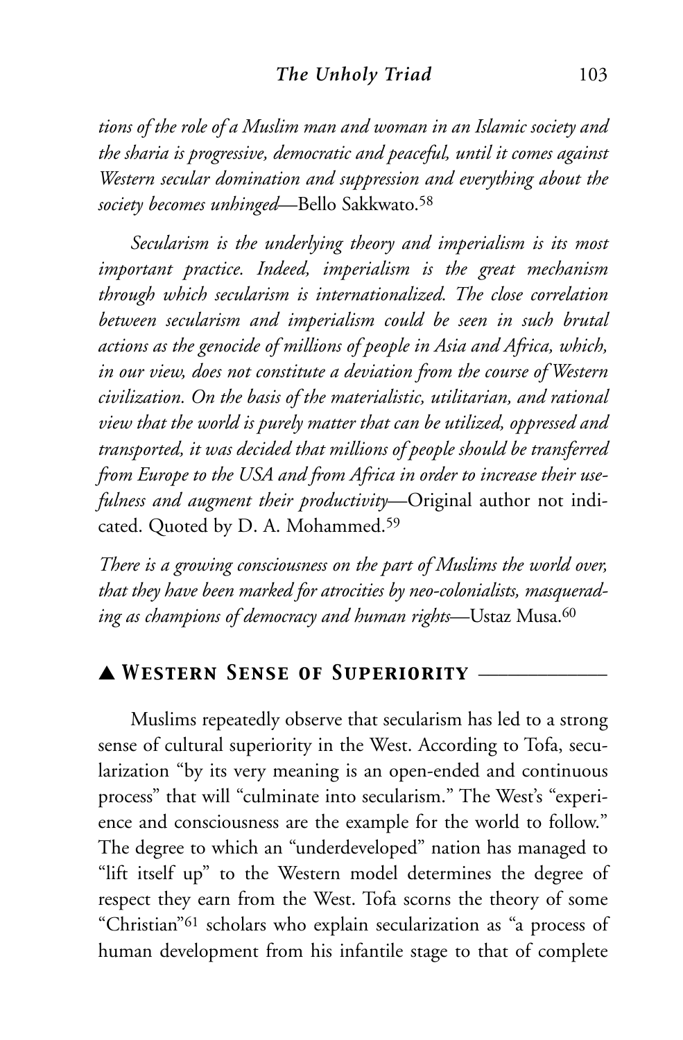*tions of the role of a Muslim man and woman in an Islamic society and the sharia is progressive, democratic and peaceful, until it comes against Western secular domination and suppression and everything about the society becomes unhinged*—Bello Sakkwato.[58]

*Secularism is the underlying theory and imperialism is its most important practice. Indeed, imperialism is the great mechanism through which secularism is internationalized. The close correlation between secularism and imperialism could be seen in such brutal actions as the genocide of millions of people in Asia and Africa, which, in our view, does not constitute a deviation from the course of Western civilization. On the basis of the materialistic, utilitarian, and rational view that the world is purely matter that can be utilized, oppressed and transported, it was decided that millions of people should be transferred from Europe to the USA and from Africa in order to increase their usefulness and augment their productivity*—Original author not indicated. Quoted by D. A. Mohammed.[59]

*There is a growing consciousness on the part of Muslims the world over, that they have been marked for atrocities by neo-colonialists, masquerading as champions of democracy and human rights*—Ustaz Musa.[60]

## ▲ Western Sense of Superiority

Muslims repeatedly observe that secularism has led to a strong sense of cultural superiority in the West. According to Tofa, secularization "by its very meaning is an open-ended and continuous process" that will "culminate into secularism." The West's "experience and consciousness are the example for the world to follow." The degree to which an "underdeveloped" nation has managed to "lift itself up" to the Western model determines the degree of respect they earn from the West. Tofa scorns the theory of some "Christian"[61] scholars who explain secularization as "a process of human development from his infantile stage to that of complete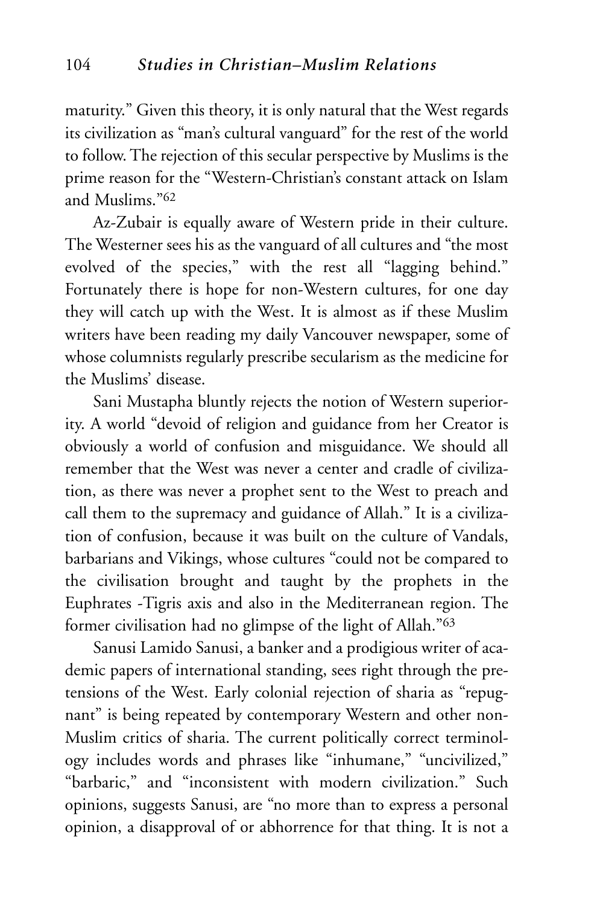maturity." Given this theory, it is only natural that the West regards its civilization as "man's cultural vanguard" for the rest of the world to follow. The rejection of this secular perspective by Muslims is the prime reason for the "Western-Christian's constant attack on Islam and Muslims."[62]

Az-Zubair is equally aware of Western pride in their culture. The Westerner sees his as the vanguard of all cultures and "the most evolved of the species," with the rest all "lagging behind." Fortunately there is hope for non-Western cultures, for one day they will catch up with the West. It is almost as if these Muslim writers have been reading my daily Vancouver newspaper, some of whose columnists regularly prescribe secularism as the medicine for the Muslims' disease.

Sani Mustapha bluntly rejects the notion of Western superiority. A world "devoid of religion and guidance from her Creator is obviously a world of confusion and misguidance. We should all remember that the West was never a center and cradle of civilization, as there was never a prophet sent to the West to preach and call them to the supremacy and guidance of Allah." It is a civilization of confusion, because it was built on the culture of Vandals, barbarians and Vikings, whose cultures "could not be compared to the civilisation brought and taught by the prophets in the Euphrates -Tigris axis and also in the Mediterranean region. The former civilisation had no glimpse of the light of Allah."[63]

Sanusi Lamido Sanusi, a banker and a prodigious writer of academic papers of international standing, sees right through the pretensions of the West. Early colonial rejection of sharia as "repugnant" is being repeated by contemporary Western and other non-Muslim critics of sharia. The current politically correct terminology includes words and phrases like "inhumane," "uncivilized," "barbaric," and "inconsistent with modern civilization." Such opinions, suggests Sanusi, are "no more than to express a personal opinion, a disapproval of or abhorrence for that thing. It is not a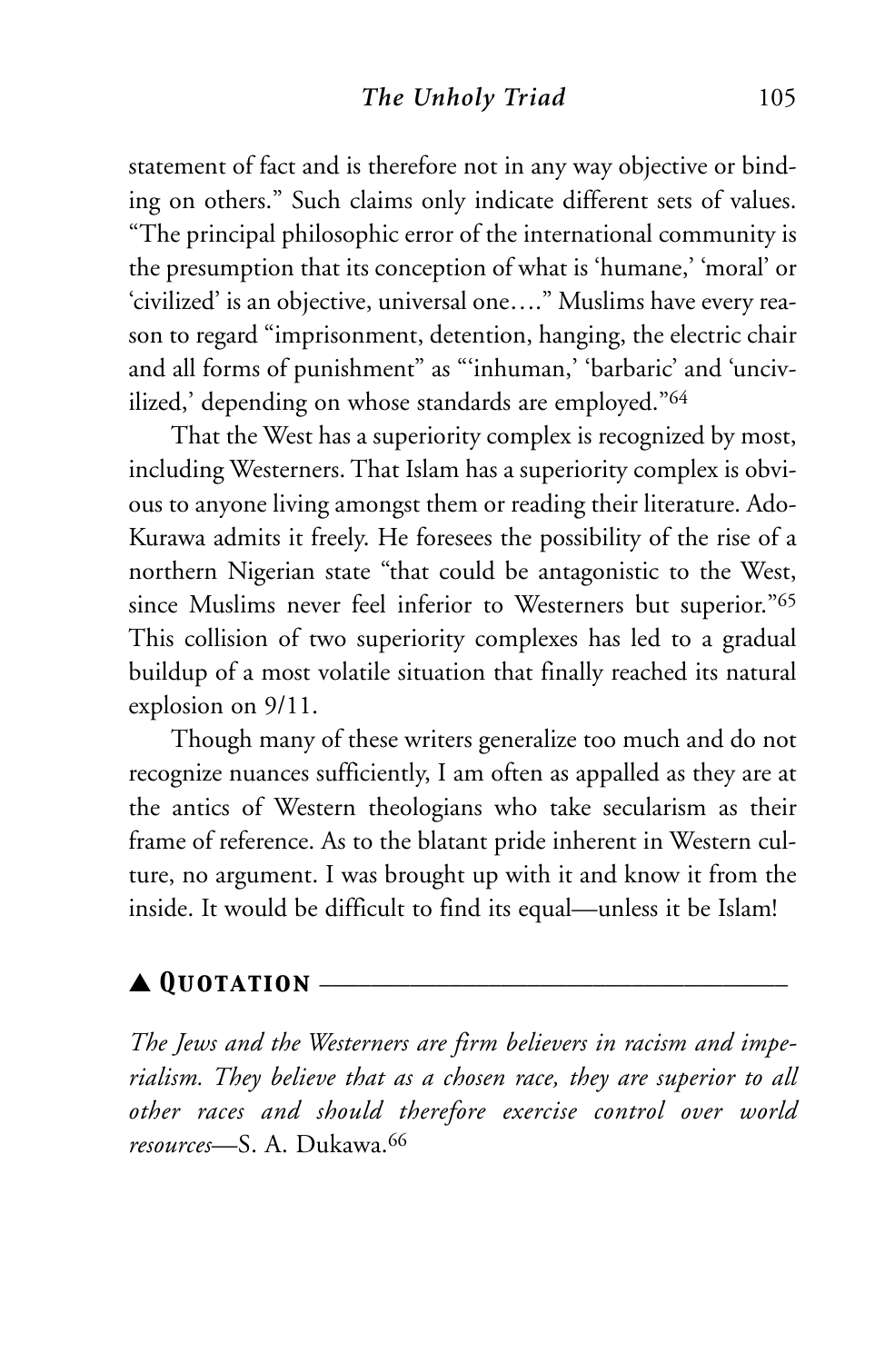statement of fact and is therefore not in any way objective or binding on others." Such claims only indicate different sets of values. "The principal philosophic error of the international community is the presumption that its conception of what is 'humane,' 'moral' or 'civilized' is an objective, universal one…." Muslims have every reason to regard "imprisonment, detention, hanging, the electric chair and all forms of punishment" as "'inhuman,' 'barbaric' and 'uncivilized,' depending on whose standards are employed."[64]

That the West has a superiority complex is recognized by most, including Westerners. That Islam has a superiority complex is obvious to anyone living amongst them or reading their literature. Ado-Kurawa admits it freely. He foresees the possibility of the rise of a northern Nigerian state "that could be antagonistic to the West, since Muslims never feel inferior to Westerners but superior."[65] This collision of two superiority complexes has led to a gradual buildup of a most volatile situation that finally reached its natural explosion on 9/11.

Though many of these writers generalize too much and do not recognize nuances sufficiently, I am often as appalled as they are at the antics of Western theologians who take secularism as their frame of reference. As to the blatant pride inherent in Western culture, no argument. I was brought up with it and know it from the inside. It would be difficult to find its equal—unless it be Islam!

## ▲ *Quotation*

*The Jews and the Westerners are firm believers in racism and imperialism. They believe that as a chosen race, they are superior to all other races and should therefore exercise control over world resources*—S. A. Dukawa.[66]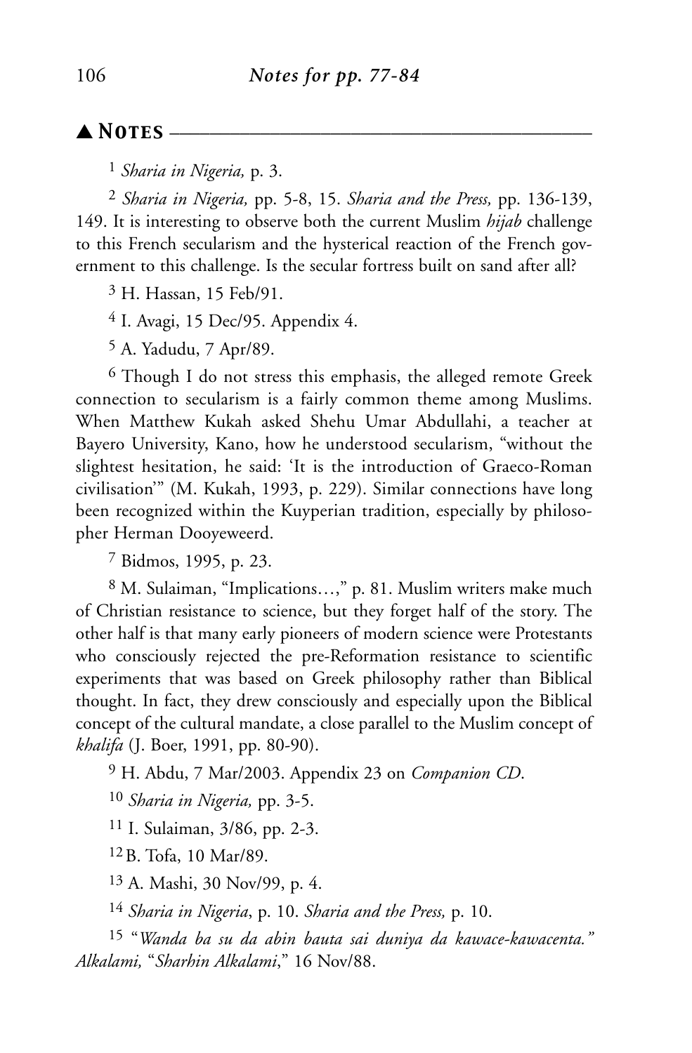## ▲ Notes

[1] *Sharia in Nigeria,* p. 3.

[2] *Sharia in Nigeria,* pp. 5-8, 15. *Sharia and the Press,* pp. 136-139, 149. It is interesting to observe both the current Muslim *hijab* challenge to this French secularism and the hysterical reaction of the French government to this challenge. Is the secular fortress built on sand after all?

[3] H. Hassan, 15 Feb/91.

[4] I. Avagi, 15 Dec/95. Appendix 4.

[5] A. Yadudu, 7 Apr/89.

[6] Though I do not stress this emphasis, the alleged remote Greek connection to secularism is a fairly common theme among Muslims. When Matthew Kukah asked Shehu Umar Abdullahi, a teacher at Bayero University, Kano, how he understood secularism, "without the slightest hesitation, he said: 'It is the introduction of Graeco-Roman civilisation'" (M. Kukah, 1993, p. 229). Similar connections have long been recognized within the Kuyperian tradition, especially by philosopher Herman Dooyeweerd.

[7] Bidmos, 1995, p. 23.

[8] M. Sulaiman, "Implications…," p. 81. Muslim writers make much of Christian resistance to science, but they forget half of the story. The other half is that many early pioneers of modern science were Protestants who consciously rejected the pre-Reformation resistance to scientific experiments that was based on Greek philosophy rather than Biblical thought. In fact, they drew consciously and especially upon the Biblical concept of the cultural mandate, a close parallel to the Muslim concept of *khalifa* (J. Boer, 1991, pp. 80-90).

[9] H. Abdu, 7 Mar/2003. Appendix 23 on *Companion CD*.

[10] *Sharia in Nigeria,* pp. 3-5.

[11] I. Sulaiman, 3/86, pp. 2-3.

[12] B. Tofa, 10 Mar/89.

[13] A. Mashi, 30 Nov/99, p. 4.

[14] *Sharia in Nigeria*, p. 10. *Sharia and the Press,* p. 10.

[15] "*Wanda ba su da abin bauta sai duniya da kawace-kawacenta.*" *Alkalami,* "*Sharhin Alkalami*," 16 Nov/88.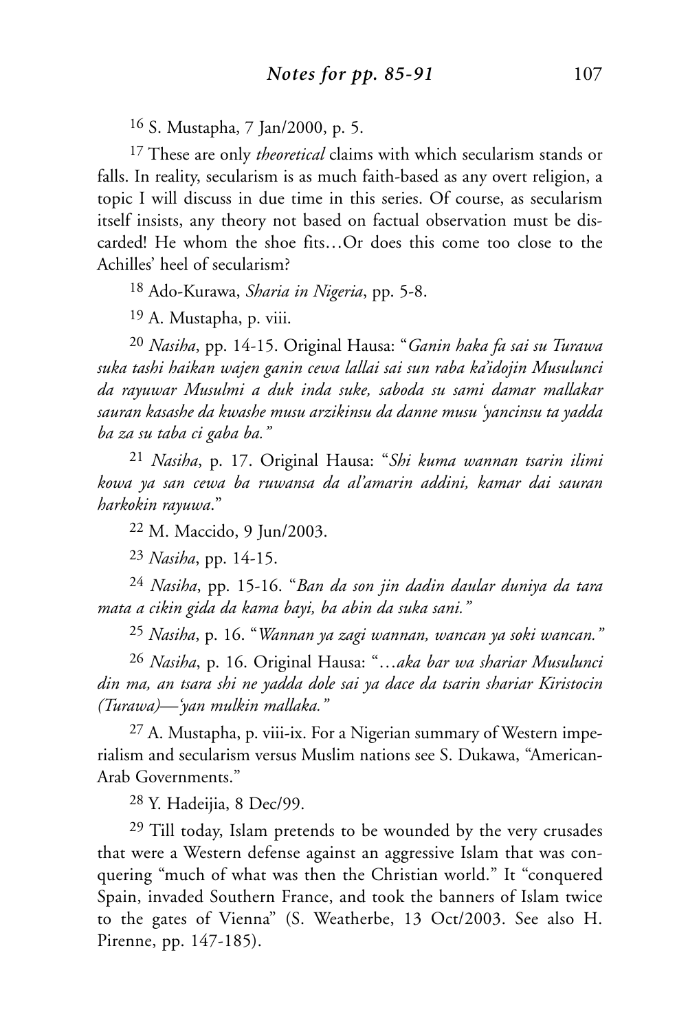[16] S. Mustapha, 7 Jan/2000, p. 5.

[17] These are only *theoretical* claims with which secularism stands or falls. In reality, secularism is as much faith-based as any overt religion, a topic I will discuss in due time in this series. Of course, as secularism itself insists, any theory not based on factual observation must be discarded! He whom the shoe fits…Or does this come too close to the Achilles' heel of secularism?

[18] Ado-Kurawa, *Sharia in Nigeria*, pp. 5-8.

[19] A. Mustapha, p. viii.

[20] *Nasiha*, pp. 14-15. Original Hausa: "*Ganin haka fa sai su Turawa suka tashi haikan wajen ganin cewa lallai sai sun raba ka'idojin Musulunci da rayuwar Musulmi a duk inda suke, saboda su sami damar mallakar sauran kasashe da kwashe musu arzikinsu da danne musu 'yancinsu ta yadda ba za su taba ci gaba ba."*

[21] *Nasiha*, p. 17. Original Hausa: "*Shi kuma wannan tsarin ilimi kowa ya san cewa ba ruwansa da al'amarin addini, kamar dai sauran harkokin rayuwa*."

[22] M. Maccido, 9 Jun/2003.

[23] *Nasiha*, pp. 14-15.

[24] *Nasiha*, pp. 15-16. "*Ban da son jin dadin daular duniya da tara mata a cikin gida da kama bayi, ba abin da suka sani."*

[25] *Nasiha*, p. 16. "*Wannan ya zagi wannan, wancan ya soki wancan."*

[26] *Nasiha*, p. 16. Original Hausa: "…*aka bar wa shariar Musulunci din ma, an tsara shi ne yadda dole sai ya dace da tsarin shariar Kiristocin (Turawa)—'yan mulkin mallaka."*

[27] A. Mustapha, p. viii-ix. For a Nigerian summary of Western imperialism and secularism versus Muslim nations see S. Dukawa, "American-Arab Governments."

[28] Y. Hadeijia, 8 Dec/99.

[29] Till today, Islam pretends to be wounded by the very crusades that were a Western defense against an aggressive Islam that was conquering "much of what was then the Christian world." It "conquered Spain, invaded Southern France, and took the banners of Islam twice to the gates of Vienna" (S. Weatherbe, 13 Oct/2003. See also H. Pirenne, pp. 147-185).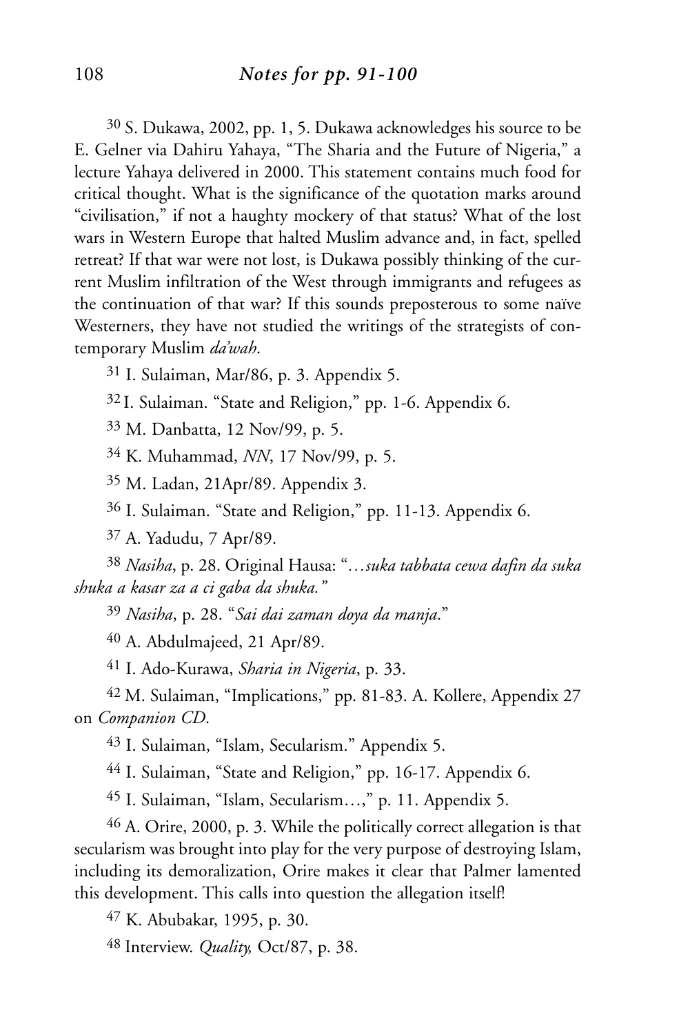## *Notes for pp. 91-100*

[30] S. Dukawa, 2002, pp. 1, 5. Dukawa acknowledges his source to be E. Gelner via Dahiru Yahaya, "The Sharia and the Future of Nigeria," a lecture Yahaya delivered in 2000. This statement contains much food for critical thought. What is the significance of the quotation marks around "civilisation," if not a haughty mockery of that status? What of the lost wars in Western Europe that halted Muslim advance and, in fact, spelled retreat? If that war were not lost, is Dukawa possibly thinking of the current Muslim infiltration of the West through immigrants and refugees as the continuation of that war? If this sounds preposterous to some naïve Westerners, they have not studied the writings of the strategists of contemporary Muslim *da'wah*.

[31] I. Sulaiman, Mar/86, p. 3. Appendix 5.

[32] I. Sulaiman. "State and Religion," pp. 1-6. Appendix 6.

[33] M. Danbatta, 12 Nov/99, p. 5.

[34] K. Muhammad, *NN*, 17 Nov/99, p. 5.

[35] M. Ladan, 21Apr/89. Appendix 3.

[36] I. Sulaiman. "State and Religion," pp. 11-13. Appendix 6.

[37] A. Yadudu, 7 Apr/89.

[38] *Nasiha*, p. 28. Original Hausa: "*…suka tabbata cewa dafin da suka shuka a kasar za a ci gaba da shuka."*

[39] *Nasiha*, p. 28. "*Sai dai zaman doya da manja*."

[40] A. Abdulmajeed, 21 Apr/89.

[41] I. Ado-Kurawa, *Sharia in Nigeria*, p. 33.

[42] M. Sulaiman, "Implications," pp. 81-83. A. Kollere, Appendix 27 on *Companion CD*.

[43] I. Sulaiman, "Islam, Secularism." Appendix 5.

[44] I. Sulaiman, "State and Religion," pp. 16-17. Appendix 6.

[45] I. Sulaiman, "Islam, Secularism…," p. 11. Appendix 5.

[46] A. Orire, 2000, p. 3. While the politically correct allegation is that secularism was brought into play for the very purpose of destroying Islam, including its demoralization, Orire makes it clear that Palmer lamented this development. This calls into question the allegation itself!

[47] K. Abubakar, 1995, p. 30.

[48] Interview. *Quality,* Oct/87, p. 38.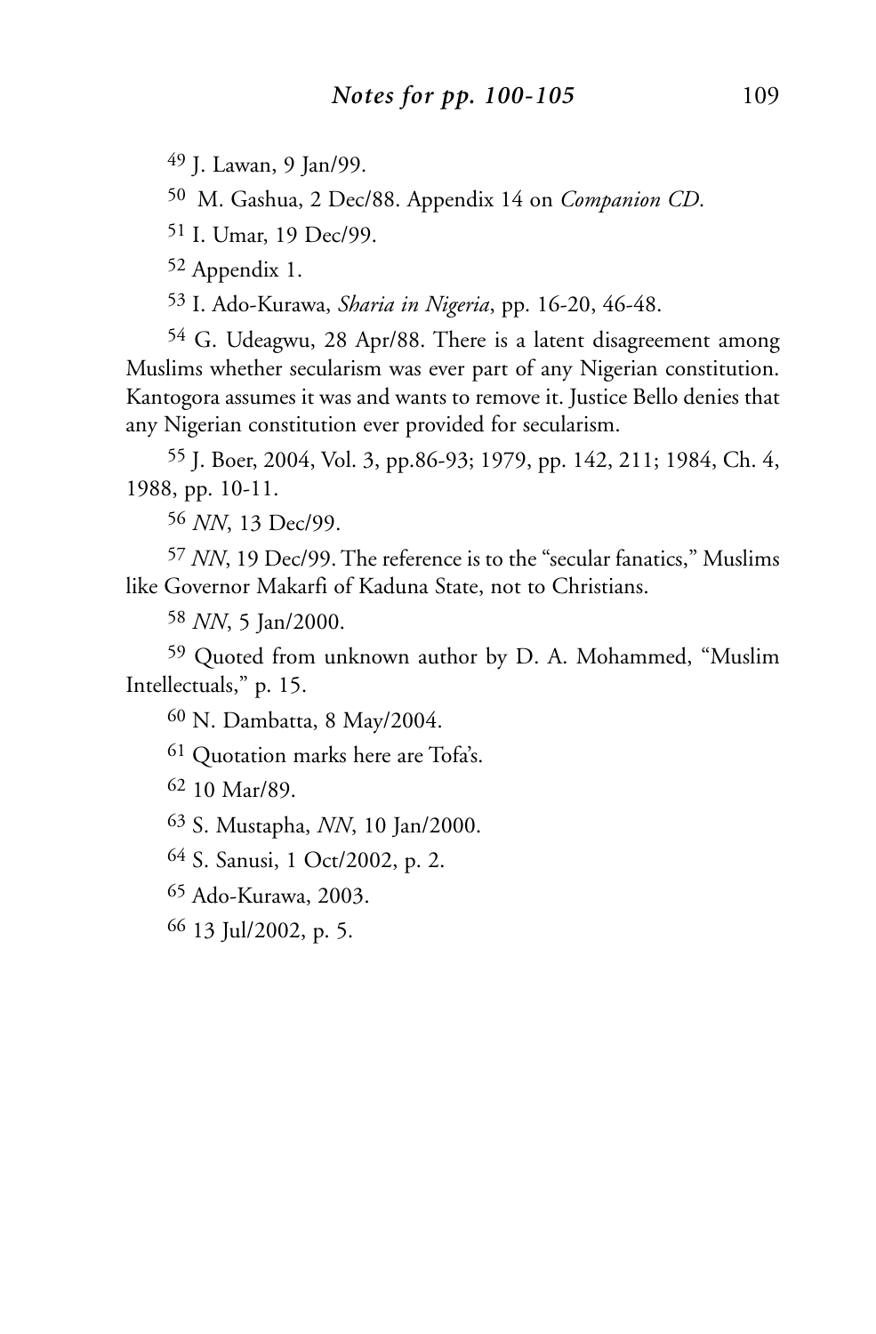[49] J. Lawan, 9 Jan/99.

[50] M. Gashua, 2 Dec/88. Appendix 14 on *Companion CD*.

[51] I. Umar, 19 Dec/99.

[52] Appendix 1.

[53] I. Ado-Kurawa, *Sharia in Nigeria*, pp. 16-20, 46-48.

[54] G. Udeagwu, 28 Apr/88. There is a latent disagreement among Muslims whether secularism was ever part of any Nigerian constitution. Kantogora assumes it was and wants to remove it. Justice Bello denies that any Nigerian constitution ever provided for secularism.

[55] J. Boer, 2004, Vol. 3, pp.86-93; 1979, pp. 142, 211; 1984, Ch. 4, 1988, pp. 10-11.

[56] *NN*, 13 Dec/99.

[57] *NN*, 19 Dec/99. The reference is to the "secular fanatics," Muslims like Governor Makarfi of Kaduna State, not to Christians.

[58] *NN*, 5 Jan/2000.

[59] Quoted from unknown author by D. A. Mohammed, "Muslim Intellectuals," p. 15.

[60] N. Dambatta, 8 May/2004.

[61] Quotation marks here are Tofa's.

[62] 10 Mar/89.

[63] S. Mustapha, *NN*, 10 Jan/2000.

[64] S. Sanusi, 1 Oct/2002, p. 2.

[65] Ado-Kurawa, 2003.

[66] 13 Jul/2002, p. 5.